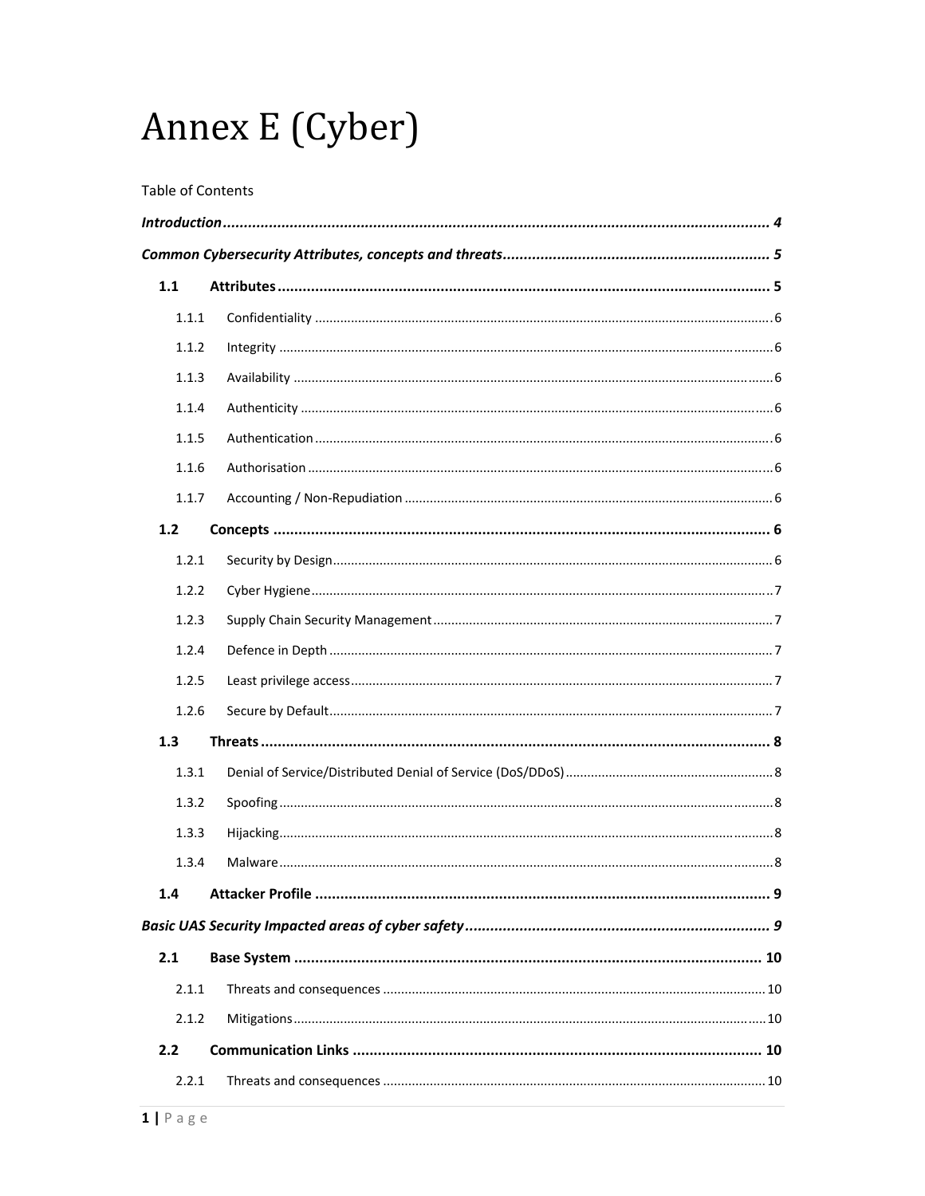# Annex E (Cyber)

Table of Contents

*Introduction* ..... 4

*Common Cybersecurity Attributes, concepts and threats* ..... 5

- **1.1 Attributes** ..... 5
  - 1.1.1 Confidentiality ..... 6
  - 1.1.2 Integrity ..... 6
  - 1.1.3 Availability ..... 6
  - 1.1.4 Authenticity ..... 6
  - 1.1.5 Authentication ..... 6
  - 1.1.6 Authorisation ..... 6
  - 1.1.7 Accounting / Non-Repudiation ..... 6
- **1.2 Concepts** ..... 6
  - 1.2.1 Security by Design ..... 6
  - 1.2.2 Cyber Hygiene ..... 7
  - 1.2.3 Supply Chain Security Management ..... 7
  - 1.2.4 Defence in Depth ..... 7
  - 1.2.5 Least privilege access ..... 7
  - 1.2.6 Secure by Default ..... 7
- **1.3 Threats** ..... 8
  - 1.3.1 Denial of Service/Distributed Denial of Service (DoS/DDoS) ..... 8
  - 1.3.2 Spoofing ..... 8
  - 1.3.3 Hijacking ..... 8
  - 1.3.4 Malware ..... 8
- **1.4 Attacker Profile** ..... 9

*Basic UAS Security Impacted areas of cyber safety* ..... 9

- **2.1 Base System** ..... 10
  - 2.1.1 Threats and consequences ..... 10
  - 2.1.2 Mitigations ..... 10
- **2.2 Communication Links** ..... 10
  - 2.2.1 Threats and consequences ..... 10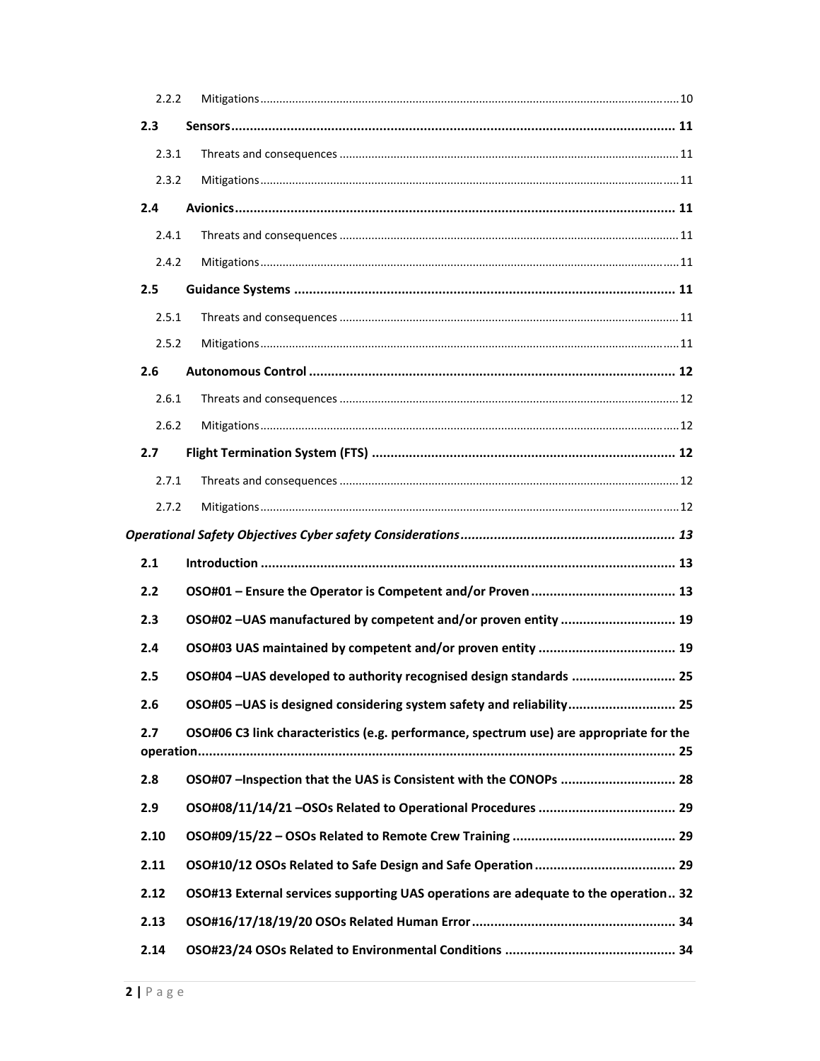2.2.2 Mitigations .......... 10

**2.3 Sensors .......... 11**

2.3.1 Threats and consequences .......... 11

2.3.2 Mitigations .......... 11

**2.4 Avionics .......... 11**

2.4.1 Threats and consequences .......... 11

2.4.2 Mitigations .......... 11

**2.5 Guidance Systems .......... 11**

2.5.1 Threats and consequences .......... 11

2.5.2 Mitigations .......... 11

**2.6 Autonomous Control .......... 12**

2.6.1 Threats and consequences .......... 12

2.6.2 Mitigations .......... 12

**2.7 Flight Termination System (FTS) .......... 12**

2.7.1 Threats and consequences .......... 12

2.7.2 Mitigations .......... 12

***Operational Safety Objectives Cyber safety Considerations .......... 13***

**2.1 Introduction .......... 13**

**2.2 OSO#01 – Ensure the Operator is Competent and/or Proven .......... 13**

**2.3 OSO#02 –UAS manufactured by competent and/or proven entity .......... 19**

**2.4 OSO#03 UAS maintained by competent and/or proven entity .......... 19**

**2.5 OSO#04 –UAS developed to authority recognised design standards .......... 25**

**2.6 OSO#05 –UAS is designed considering system safety and reliability .......... 25**

**2.7 OSO#06 C3 link characteristics (e.g. performance, spectrum use) are appropriate for the operation .......... 25**

**2.8 OSO#07 –Inspection that the UAS is Consistent with the CONOPs .......... 28**

**2.9 OSO#08/11/14/21 –OSOs Related to Operational Procedures .......... 29**

**2.10 OSO#09/15/22 – OSOs Related to Remote Crew Training .......... 29**

**2.11 OSO#10/12 OSOs Related to Safe Design and Safe Operation .......... 29**

**2.12 OSO#13 External services supporting UAS operations are adequate to the operation .. 32**

**2.13 OSO#16/17/18/19/20 OSOs Related Human Error .......... 34**

**2.14 OSO#23/24 OSOs Related to Environmental Conditions .......... 34**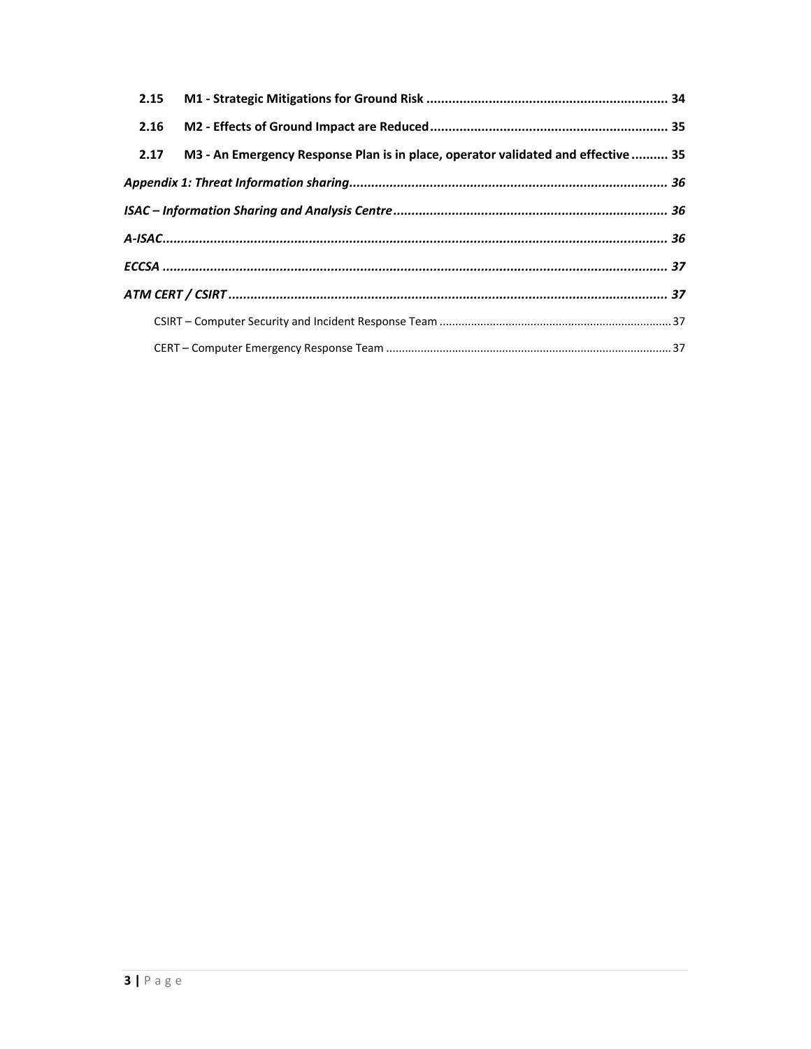**2.15 M1 - Strategic Mitigations for Ground Risk ........ 34**

**2.16 M2 - Effects of Ground Impact are Reduced ........ 35**

**2.17 M3 - An Emergency Response Plan is in place, operator validated and effective ........ 35**

***Appendix 1: Threat Information sharing........ 36***

***ISAC – Information Sharing and Analysis Centre........ 36***

***A-ISAC........ 36***

***ECCSA ........ 37***

***ATM CERT / CSIRT........ 37***

CSIRT – Computer Security and Incident Response Team ........ 37

CERT – Computer Emergency Response Team ........ 37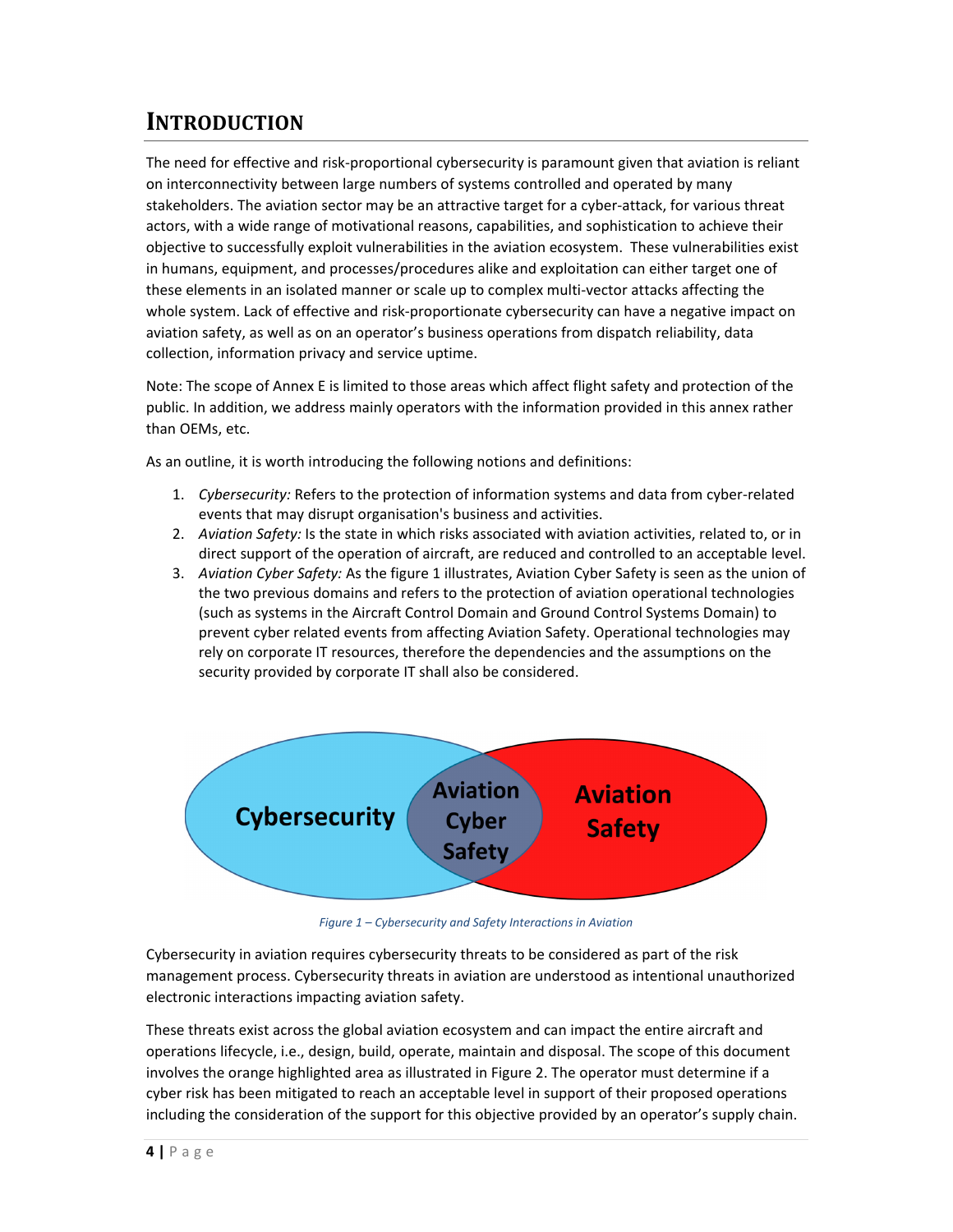# INTRODUCTION

The need for effective and risk-proportional cybersecurity is paramount given that aviation is reliant on interconnectivity between large numbers of systems controlled and operated by many stakeholders. The aviation sector may be an attractive target for a cyber-attack, for various threat actors, with a wide range of motivational reasons, capabilities, and sophistication to achieve their objective to successfully exploit vulnerabilities in the aviation ecosystem. These vulnerabilities exist in humans, equipment, and processes/procedures alike and exploitation can either target one of these elements in an isolated manner or scale up to complex multi-vector attacks affecting the whole system. Lack of effective and risk-proportionate cybersecurity can have a negative impact on aviation safety, as well as on an operator's business operations from dispatch reliability, data collection, information privacy and service uptime.

Note: The scope of Annex E is limited to those areas which affect flight safety and protection of the public. In addition, we address mainly operators with the information provided in this annex rather than OEMs, etc.

As an outline, it is worth introducing the following notions and definitions:

1. *Cybersecurity:* Refers to the protection of information systems and data from cyber-related events that may disrupt organisation's business and activities.
2. *Aviation Safety:* Is the state in which risks associated with aviation activities, related to, or in direct support of the operation of aircraft, are reduced and controlled to an acceptable level.
3. *Aviation Cyber Safety:* As the figure 1 illustrates, Aviation Cyber Safety is seen as the union of the two previous domains and refers to the protection of aviation operational technologies (such as systems in the Aircraft Control Domain and Ground Control Systems Domain) to prevent cyber related events from affecting Aviation Safety. Operational technologies may rely on corporate IT resources, therefore the dependencies and the assumptions on the security provided by corporate IT shall also be considered.

Cybersecurity | Aviation Cyber Safety | Aviation Safety

*Figure 1 – Cybersecurity and Safety Interactions in Aviation*

Cybersecurity in aviation requires cybersecurity threats to be considered as part of the risk management process. Cybersecurity threats in aviation are understood as intentional unauthorized electronic interactions impacting aviation safety.

These threats exist across the global aviation ecosystem and can impact the entire aircraft and operations lifecycle, i.e., design, build, operate, maintain and disposal. The scope of this document involves the orange highlighted area as illustrated in Figure 2. The operator must determine if a cyber risk has been mitigated to reach an acceptable level in support of their proposed operations including the consideration of the support for this objective provided by an operator's supply chain.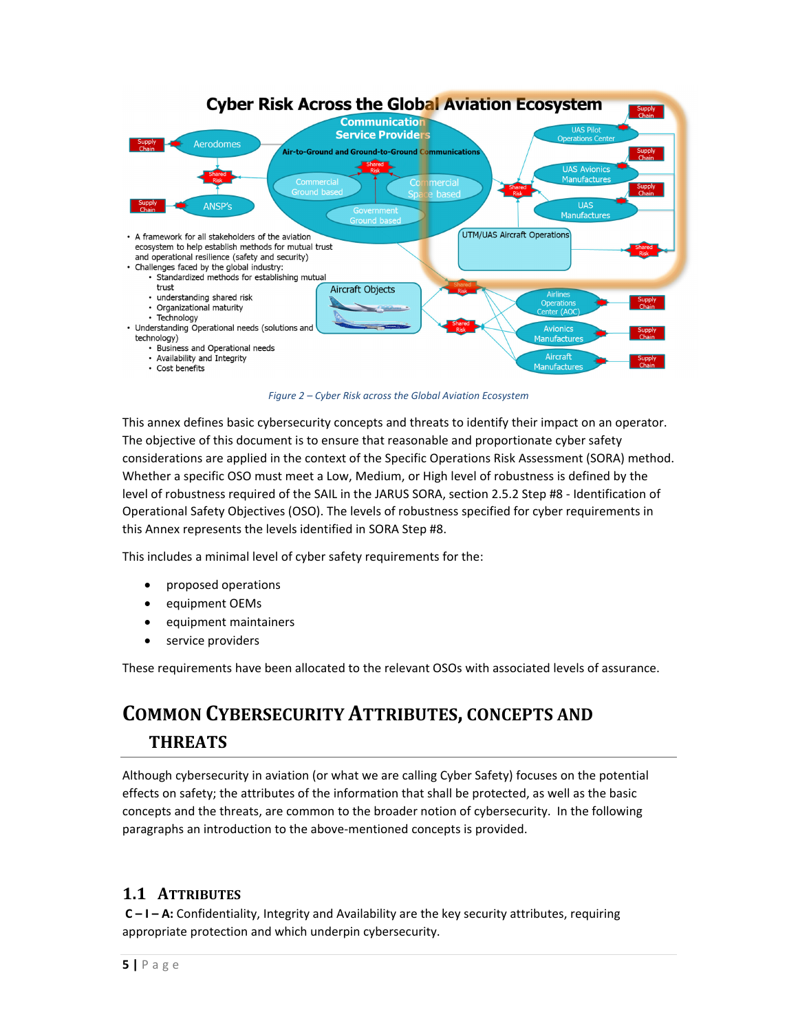Figure 2 – Cyber Risk across the Global Aviation Ecosystem

This annex defines basic cybersecurity concepts and threats to identify their impact on an operator. The objective of this document is to ensure that reasonable and proportionate cyber safety considerations are applied in the context of the Specific Operations Risk Assessment (SORA) method. Whether a specific OSO must meet a Low, Medium, or High level of robustness is defined by the level of robustness required of the SAIL in the JARUS SORA, section 2.5.2 Step #8 - Identification of Operational Safety Objectives (OSO). The levels of robustness specified for cyber requirements in this Annex represents the levels identified in SORA Step #8.

This includes a minimal level of cyber safety requirements for the:

- proposed operations
- equipment OEMs
- equipment maintainers
- service providers

These requirements have been allocated to the relevant OSOs with associated levels of assurance.

# Common Cybersecurity Attributes, Concepts and Threats

Although cybersecurity in aviation (or what we are calling Cyber Safety) focuses on the potential effects on safety; the attributes of the information that shall be protected, as well as the basic concepts and the threats, are common to the broader notion of cybersecurity. In the following paragraphs an introduction to the above-mentioned concepts is provided.

## 1.1 Attributes

**C – I – A:** Confidentiality, Integrity and Availability are the key security attributes, requiring appropriate protection and which underpin cybersecurity.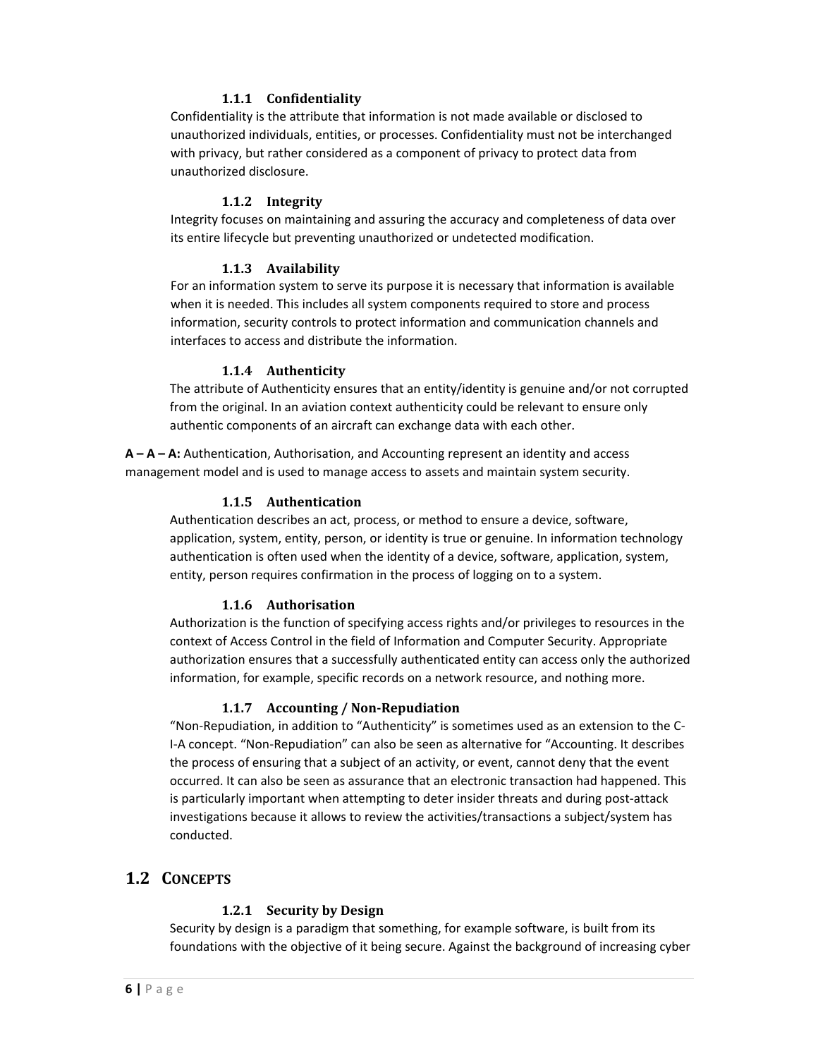#### 1.1.1 Confidentiality

Confidentiality is the attribute that information is not made available or disclosed to unauthorized individuals, entities, or processes. Confidentiality must not be interchanged with privacy, but rather considered as a component of privacy to protect data from unauthorized disclosure.

#### 1.1.2 Integrity

Integrity focuses on maintaining and assuring the accuracy and completeness of data over its entire lifecycle but preventing unauthorized or undetected modification.

#### 1.1.3 Availability

For an information system to serve its purpose it is necessary that information is available when it is needed. This includes all system components required to store and process information, security controls to protect information and communication channels and interfaces to access and distribute the information.

#### 1.1.4 Authenticity

The attribute of Authenticity ensures that an entity/identity is genuine and/or not corrupted from the original. In an aviation context authenticity could be relevant to ensure only authentic components of an aircraft can exchange data with each other.

**A – A – A:** Authentication, Authorisation, and Accounting represent an identity and access management model and is used to manage access to assets and maintain system security.

#### 1.1.5 Authentication

Authentication describes an act, process, or method to ensure a device, software, application, system, entity, person, or identity is true or genuine. In information technology authentication is often used when the identity of a device, software, application, system, entity, person requires confirmation in the process of logging on to a system.

#### 1.1.6 Authorisation

Authorization is the function of specifying access rights and/or privileges to resources in the context of Access Control in the field of Information and Computer Security. Appropriate authorization ensures that a successfully authenticated entity can access only the authorized information, for example, specific records on a network resource, and nothing more.

#### 1.1.7 Accounting / Non-Repudiation

"Non-Repudiation, in addition to "Authenticity" is sometimes used as an extension to the C-I-A concept. "Non-Repudiation" can also be seen as alternative for "Accounting. It describes the process of ensuring that a subject of an activity, or event, cannot deny that the event occurred. It can also be seen as assurance that an electronic transaction had happened. This is particularly important when attempting to deter insider threats and during post-attack investigations because it allows to review the activities/transactions a subject/system has conducted.

## 1.2 Concepts

#### 1.2.1 Security by Design

Security by design is a paradigm that something, for example software, is built from its foundations with the objective of it being secure. Against the background of increasing cyber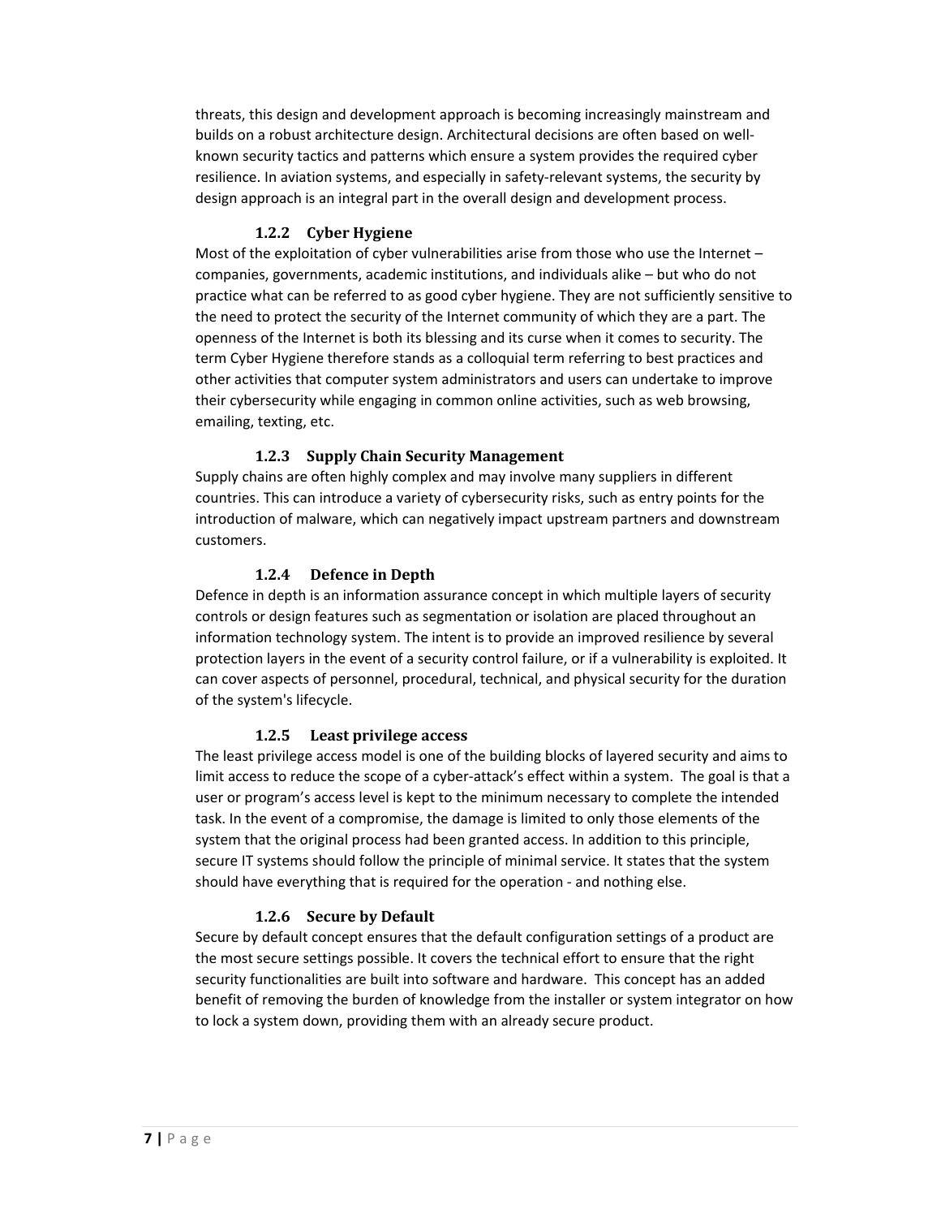threats, this design and development approach is becoming increasingly mainstream and builds on a robust architecture design. Architectural decisions are often based on well-known security tactics and patterns which ensure a system provides the required cyber resilience. In aviation systems, and especially in safety-relevant systems, the security by design approach is an integral part in the overall design and development process.

### 1.2.2 Cyber Hygiene

Most of the exploitation of cyber vulnerabilities arise from those who use the Internet – companies, governments, academic institutions, and individuals alike – but who do not practice what can be referred to as good cyber hygiene. They are not sufficiently sensitive to the need to protect the security of the Internet community of which they are a part. The openness of the Internet is both its blessing and its curse when it comes to security. The term Cyber Hygiene therefore stands as a colloquial term referring to best practices and other activities that computer system administrators and users can undertake to improve their cybersecurity while engaging in common online activities, such as web browsing, emailing, texting, etc.

### 1.2.3 Supply Chain Security Management

Supply chains are often highly complex and may involve many suppliers in different countries. This can introduce a variety of cybersecurity risks, such as entry points for the introduction of malware, which can negatively impact upstream partners and downstream customers.

### 1.2.4 Defence in Depth

Defence in depth is an information assurance concept in which multiple layers of security controls or design features such as segmentation or isolation are placed throughout an information technology system. The intent is to provide an improved resilience by several protection layers in the event of a security control failure, or if a vulnerability is exploited. It can cover aspects of personnel, procedural, technical, and physical security for the duration of the system's lifecycle.

### 1.2.5 Least privilege access

The least privilege access model is one of the building blocks of layered security and aims to limit access to reduce the scope of a cyber-attack's effect within a system. The goal is that a user or program's access level is kept to the minimum necessary to complete the intended task. In the event of a compromise, the damage is limited to only those elements of the system that the original process had been granted access. In addition to this principle, secure IT systems should follow the principle of minimal service. It states that the system should have everything that is required for the operation - and nothing else.

### 1.2.6 Secure by Default

Secure by default concept ensures that the default configuration settings of a product are the most secure settings possible. It covers the technical effort to ensure that the right security functionalities are built into software and hardware. This concept has an added benefit of removing the burden of knowledge from the installer or system integrator on how to lock a system down, providing them with an already secure product.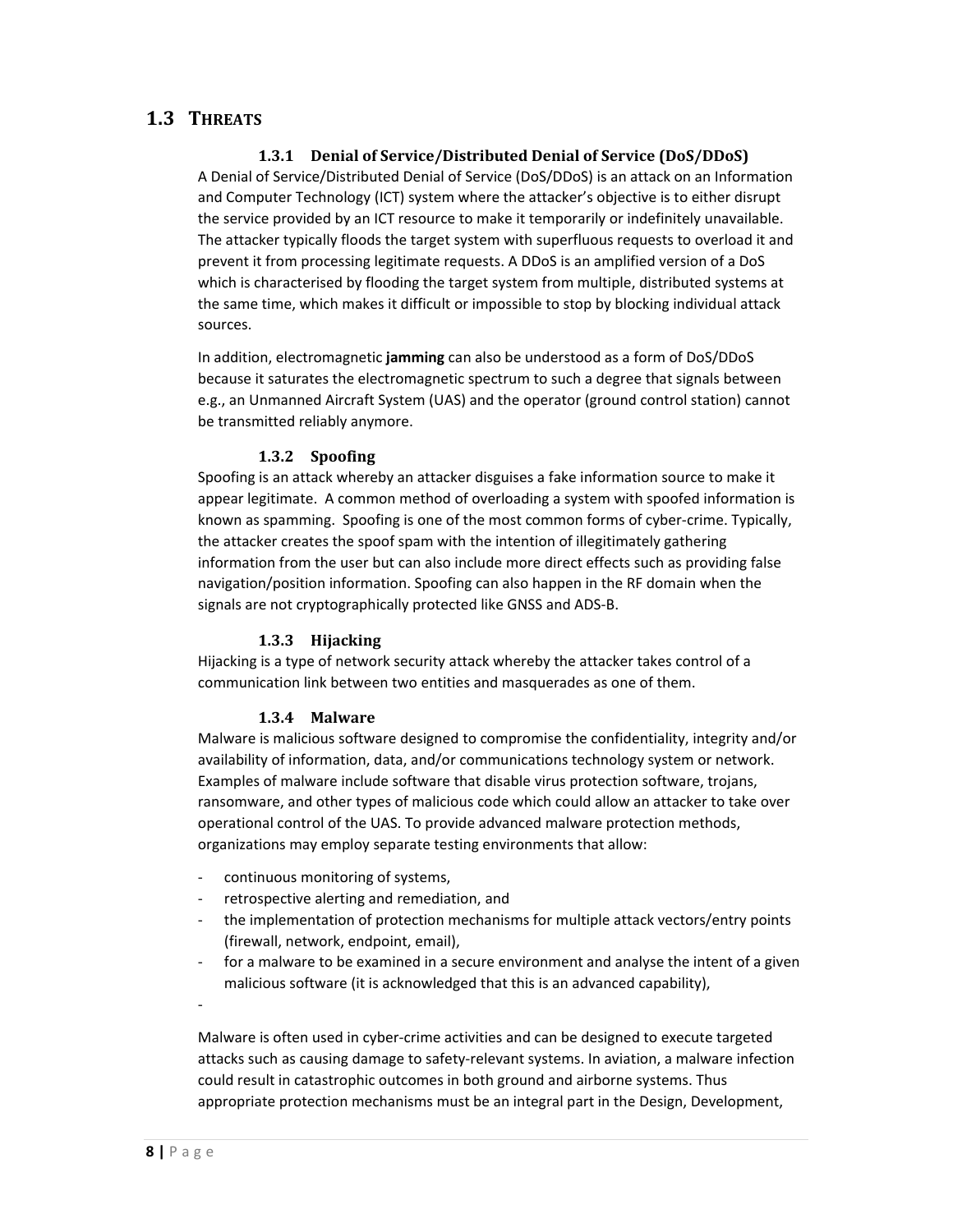## 1.3 THREATS

### 1.3.1 Denial of Service/Distributed Denial of Service (DoS/DDoS)

A Denial of Service/Distributed Denial of Service (DoS/DDoS) is an attack on an Information and Computer Technology (ICT) system where the attacker's objective is to either disrupt the service provided by an ICT resource to make it temporarily or indefinitely unavailable. The attacker typically floods the target system with superfluous requests to overload it and prevent it from processing legitimate requests. A DDoS is an amplified version of a DoS which is characterised by flooding the target system from multiple, distributed systems at the same time, which makes it difficult or impossible to stop by blocking individual attack sources.

In addition, electromagnetic **jamming** can also be understood as a form of DoS/DDoS because it saturates the electromagnetic spectrum to such a degree that signals between e.g., an Unmanned Aircraft System (UAS) and the operator (ground control station) cannot be transmitted reliably anymore.

### 1.3.2 Spoofing

Spoofing is an attack whereby an attacker disguises a fake information source to make it appear legitimate. A common method of overloading a system with spoofed information is known as spamming. Spoofing is one of the most common forms of cyber-crime. Typically, the attacker creates the spoof spam with the intention of illegitimately gathering information from the user but can also include more direct effects such as providing false navigation/position information. Spoofing can also happen in the RF domain when the signals are not cryptographically protected like GNSS and ADS-B.

### 1.3.3 Hijacking

Hijacking is a type of network security attack whereby the attacker takes control of a communication link between two entities and masquerades as one of them.

### 1.3.4 Malware

Malware is malicious software designed to compromise the confidentiality, integrity and/or availability of information, data, and/or communications technology system or network. Examples of malware include software that disable virus protection software, trojans, ransomware, and other types of malicious code which could allow an attacker to take over operational control of the UAS. To provide advanced malware protection methods, organizations may employ separate testing environments that allow:

- continuous monitoring of systems,
- retrospective alerting and remediation, and
- the implementation of protection mechanisms for multiple attack vectors/entry points (firewall, network, endpoint, email),
- for a malware to be examined in a secure environment and analyse the intent of a given malicious software (it is acknowledged that this is an advanced capability),
-

Malware is often used in cyber-crime activities and can be designed to execute targeted attacks such as causing damage to safety-relevant systems. In aviation, a malware infection could result in catastrophic outcomes in both ground and airborne systems. Thus appropriate protection mechanisms must be an integral part in the Design, Development,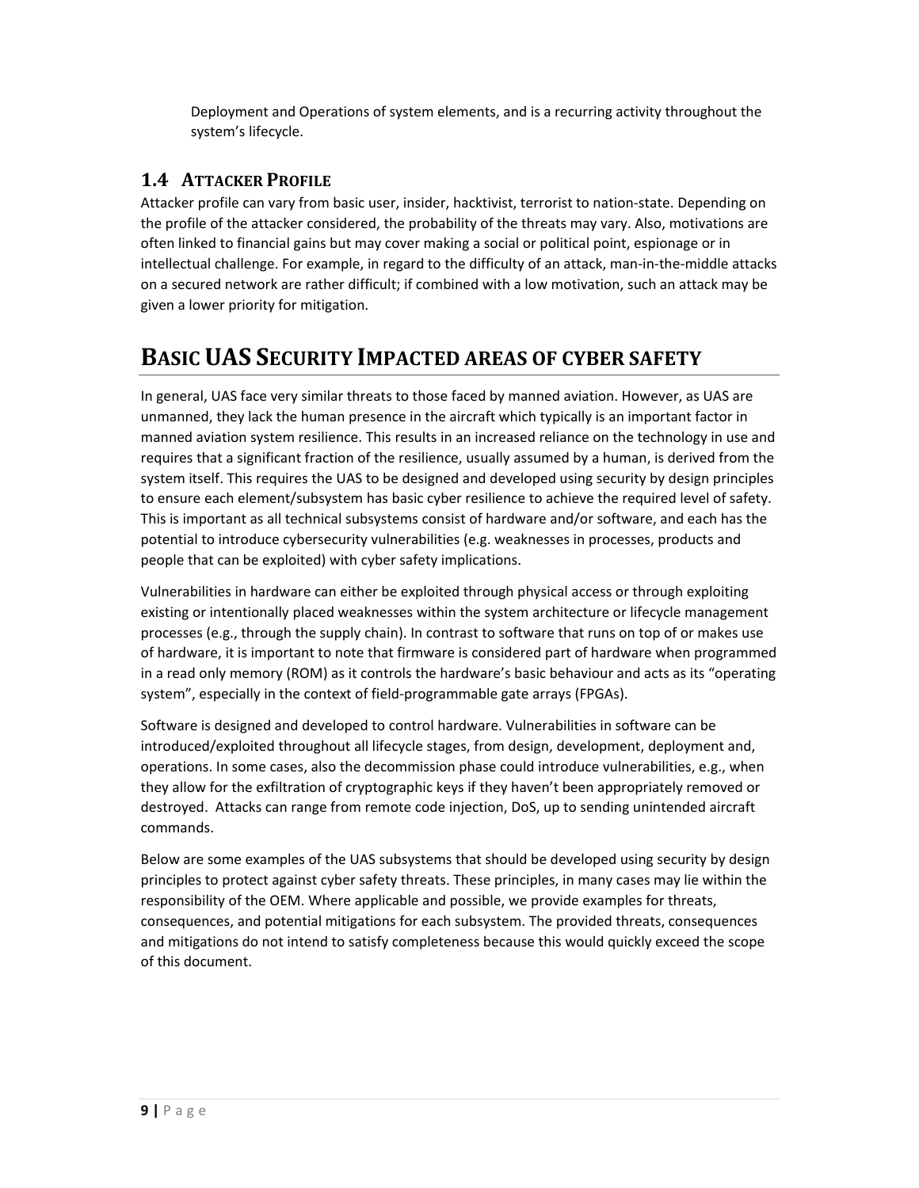Deployment and Operations of system elements, and is a recurring activity throughout the system's lifecycle.

## 1.4 Attacker Profile

Attacker profile can vary from basic user, insider, hacktivist, terrorist to nation-state. Depending on the profile of the attacker considered, the probability of the threats may vary. Also, motivations are often linked to financial gains but may cover making a social or political point, espionage or in intellectual challenge. For example, in regard to the difficulty of an attack, man-in-the-middle attacks on a secured network are rather difficult; if combined with a low motivation, such an attack may be given a lower priority for mitigation.

# Basic UAS Security Impacted areas of cyber safety

In general, UAS face very similar threats to those faced by manned aviation. However, as UAS are unmanned, they lack the human presence in the aircraft which typically is an important factor in manned aviation system resilience. This results in an increased reliance on the technology in use and requires that a significant fraction of the resilience, usually assumed by a human, is derived from the system itself. This requires the UAS to be designed and developed using security by design principles to ensure each element/subsystem has basic cyber resilience to achieve the required level of safety. This is important as all technical subsystems consist of hardware and/or software, and each has the potential to introduce cybersecurity vulnerabilities (e.g. weaknesses in processes, products and people that can be exploited) with cyber safety implications.

Vulnerabilities in hardware can either be exploited through physical access or through exploiting existing or intentionally placed weaknesses within the system architecture or lifecycle management processes (e.g., through the supply chain). In contrast to software that runs on top of or makes use of hardware, it is important to note that firmware is considered part of hardware when programmed in a read only memory (ROM) as it controls the hardware's basic behaviour and acts as its "operating system", especially in the context of field-programmable gate arrays (FPGAs).

Software is designed and developed to control hardware. Vulnerabilities in software can be introduced/exploited throughout all lifecycle stages, from design, development, deployment and, operations. In some cases, also the decommission phase could introduce vulnerabilities, e.g., when they allow for the exfiltration of cryptographic keys if they haven't been appropriately removed or destroyed. Attacks can range from remote code injection, DoS, up to sending unintended aircraft commands.

Below are some examples of the UAS subsystems that should be developed using security by design principles to protect against cyber safety threats. These principles, in many cases may lie within the responsibility of the OEM. Where applicable and possible, we provide examples for threats, consequences, and potential mitigations for each subsystem. The provided threats, consequences and mitigations do not intend to satisfy completeness because this would quickly exceed the scope of this document.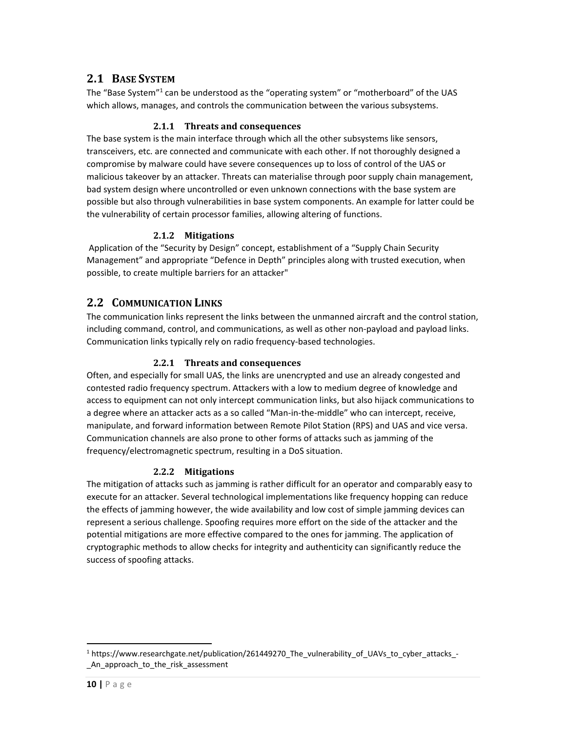## 2.1 BASE SYSTEM

The "Base System"[1] can be understood as the "operating system" or "motherboard" of the UAS which allows, manages, and controls the communication between the various subsystems.

### 2.1.1 Threats and consequences

The base system is the main interface through which all the other subsystems like sensors, transceivers, etc. are connected and communicate with each other. If not thoroughly designed a compromise by malware could have severe consequences up to loss of control of the UAS or malicious takeover by an attacker. Threats can materialise through poor supply chain management, bad system design where uncontrolled or even unknown connections with the base system are possible but also through vulnerabilities in base system components. An example for latter could be the vulnerability of certain processor families, allowing altering of functions.

### 2.1.2 Mitigations

Application of the "Security by Design" concept, establishment of a "Supply Chain Security Management" and appropriate "Defence in Depth" principles along with trusted execution, when possible, to create multiple barriers for an attacker"

## 2.2 COMMUNICATION LINKS

The communication links represent the links between the unmanned aircraft and the control station, including command, control, and communications, as well as other non-payload and payload links. Communication links typically rely on radio frequency-based technologies.

### 2.2.1 Threats and consequences

Often, and especially for small UAS, the links are unencrypted and use an already congested and contested radio frequency spectrum. Attackers with a low to medium degree of knowledge and access to equipment can not only intercept communication links, but also hijack communications to a degree where an attacker acts as a so called "Man-in-the-middle" who can intercept, receive, manipulate, and forward information between Remote Pilot Station (RPS) and UAS and vice versa. Communication channels are also prone to other forms of attacks such as jamming of the frequency/electromagnetic spectrum, resulting in a DoS situation.

### 2.2.2 Mitigations

The mitigation of attacks such as jamming is rather difficult for an operator and comparably easy to execute for an attacker. Several technological implementations like frequency hopping can reduce the effects of jamming however, the wide availability and low cost of simple jamming devices can represent a serious challenge. Spoofing requires more effort on the side of the attacker and the potential mitigations are more effective compared to the ones for jamming. The application of cryptographic methods to allow checks for integrity and authenticity can significantly reduce the success of spoofing attacks.

---

[1] https://www.researchgate.net/publication/261449270_The_vulnerability_of_UAVs_to_cyber_attacks_-_An_approach_to_the_risk_assessment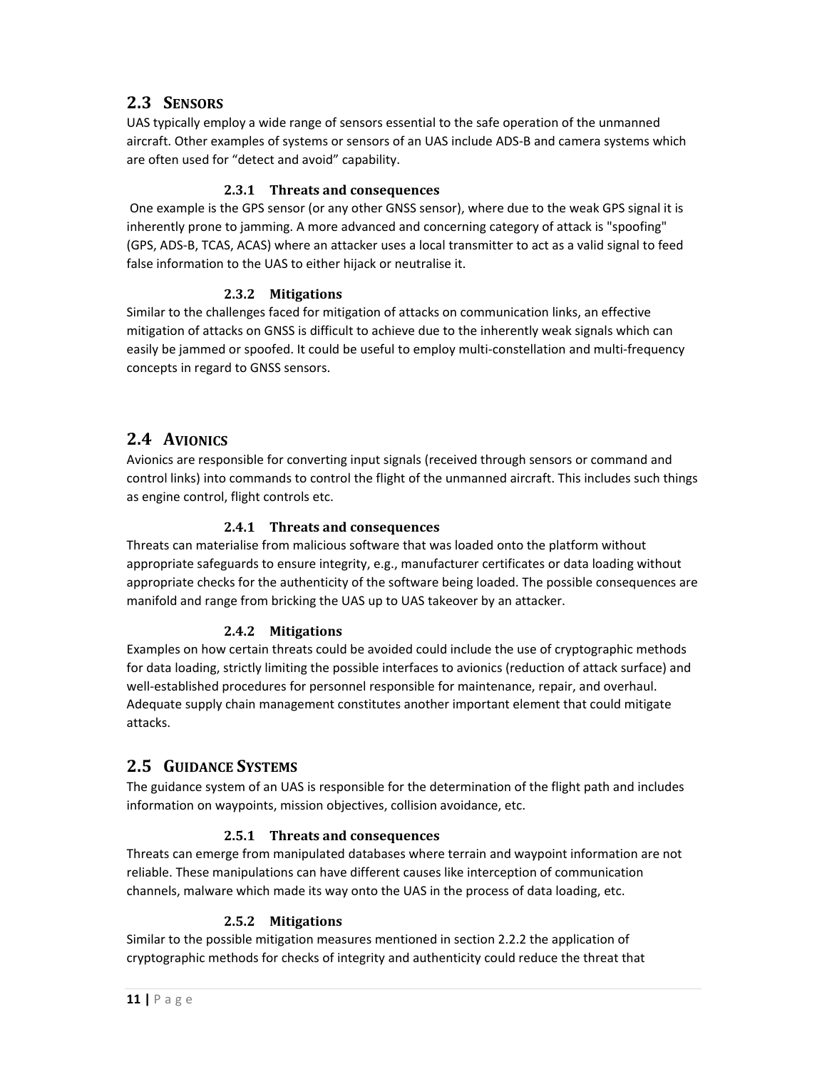## 2.3 Sensors

UAS typically employ a wide range of sensors essential to the safe operation of the unmanned aircraft. Other examples of systems or sensors of an UAS include ADS-B and camera systems which are often used for "detect and avoid" capability.

### 2.3.1 Threats and consequences

One example is the GPS sensor (or any other GNSS sensor), where due to the weak GPS signal it is inherently prone to jamming. A more advanced and concerning category of attack is "spoofing" (GPS, ADS-B, TCAS, ACAS) where an attacker uses a local transmitter to act as a valid signal to feed false information to the UAS to either hijack or neutralise it.

### 2.3.2 Mitigations

Similar to the challenges faced for mitigation of attacks on communication links, an effective mitigation of attacks on GNSS is difficult to achieve due to the inherently weak signals which can easily be jammed or spoofed. It could be useful to employ multi-constellation and multi-frequency concepts in regard to GNSS sensors.

## 2.4 Avionics

Avionics are responsible for converting input signals (received through sensors or command and control links) into commands to control the flight of the unmanned aircraft. This includes such things as engine control, flight controls etc.

### 2.4.1 Threats and consequences

Threats can materialise from malicious software that was loaded onto the platform without appropriate safeguards to ensure integrity, e.g., manufacturer certificates or data loading without appropriate checks for the authenticity of the software being loaded. The possible consequences are manifold and range from bricking the UAS up to UAS takeover by an attacker.

### 2.4.2 Mitigations

Examples on how certain threats could be avoided could include the use of cryptographic methods for data loading, strictly limiting the possible interfaces to avionics (reduction of attack surface) and well-established procedures for personnel responsible for maintenance, repair, and overhaul. Adequate supply chain management constitutes another important element that could mitigate attacks.

## 2.5 Guidance Systems

The guidance system of an UAS is responsible for the determination of the flight path and includes information on waypoints, mission objectives, collision avoidance, etc.

### 2.5.1 Threats and consequences

Threats can emerge from manipulated databases where terrain and waypoint information are not reliable. These manipulations can have different causes like interception of communication channels, malware which made its way onto the UAS in the process of data loading, etc.

### 2.5.2 Mitigations

Similar to the possible mitigation measures mentioned in section 2.2.2 the application of cryptographic methods for checks of integrity and authenticity could reduce the threat that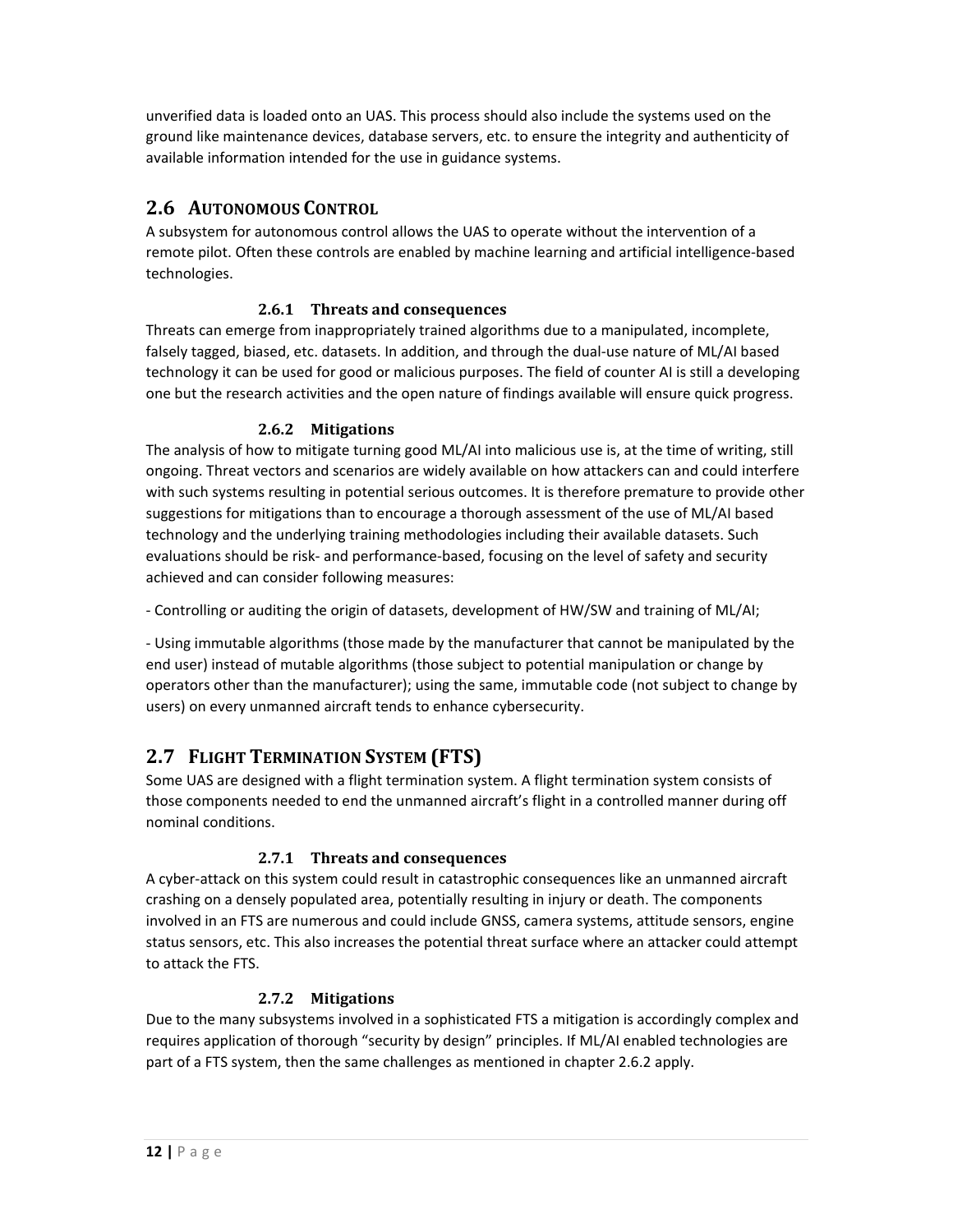unverified data is loaded onto an UAS. This process should also include the systems used on the ground like maintenance devices, database servers, etc. to ensure the integrity and authenticity of available information intended for the use in guidance systems.

## 2.6 Autonomous Control

A subsystem for autonomous control allows the UAS to operate without the intervention of a remote pilot. Often these controls are enabled by machine learning and artificial intelligence-based technologies.

### 2.6.1 Threats and consequences

Threats can emerge from inappropriately trained algorithms due to a manipulated, incomplete, falsely tagged, biased, etc. datasets. In addition, and through the dual-use nature of ML/AI based technology it can be used for good or malicious purposes. The field of counter AI is still a developing one but the research activities and the open nature of findings available will ensure quick progress.

### 2.6.2 Mitigations

The analysis of how to mitigate turning good ML/AI into malicious use is, at the time of writing, still ongoing. Threat vectors and scenarios are widely available on how attackers can and could interfere with such systems resulting in potential serious outcomes. It is therefore premature to provide other suggestions for mitigations than to encourage a thorough assessment of the use of ML/AI based technology and the underlying training methodologies including their available datasets. Such evaluations should be risk- and performance-based, focusing on the level of safety and security achieved and can consider following measures:

- Controlling or auditing the origin of datasets, development of HW/SW and training of ML/AI;

- Using immutable algorithms (those made by the manufacturer that cannot be manipulated by the end user) instead of mutable algorithms (those subject to potential manipulation or change by operators other than the manufacturer); using the same, immutable code (not subject to change by users) on every unmanned aircraft tends to enhance cybersecurity.

## 2.7 Flight Termination System (FTS)

Some UAS are designed with a flight termination system. A flight termination system consists of those components needed to end the unmanned aircraft's flight in a controlled manner during off nominal conditions.

### 2.7.1 Threats and consequences

A cyber-attack on this system could result in catastrophic consequences like an unmanned aircraft crashing on a densely populated area, potentially resulting in injury or death. The components involved in an FTS are numerous and could include GNSS, camera systems, attitude sensors, engine status sensors, etc. This also increases the potential threat surface where an attacker could attempt to attack the FTS.

### 2.7.2 Mitigations

Due to the many subsystems involved in a sophisticated FTS a mitigation is accordingly complex and requires application of thorough "security by design" principles. If ML/AI enabled technologies are part of a FTS system, then the same challenges as mentioned in chapter 2.6.2 apply.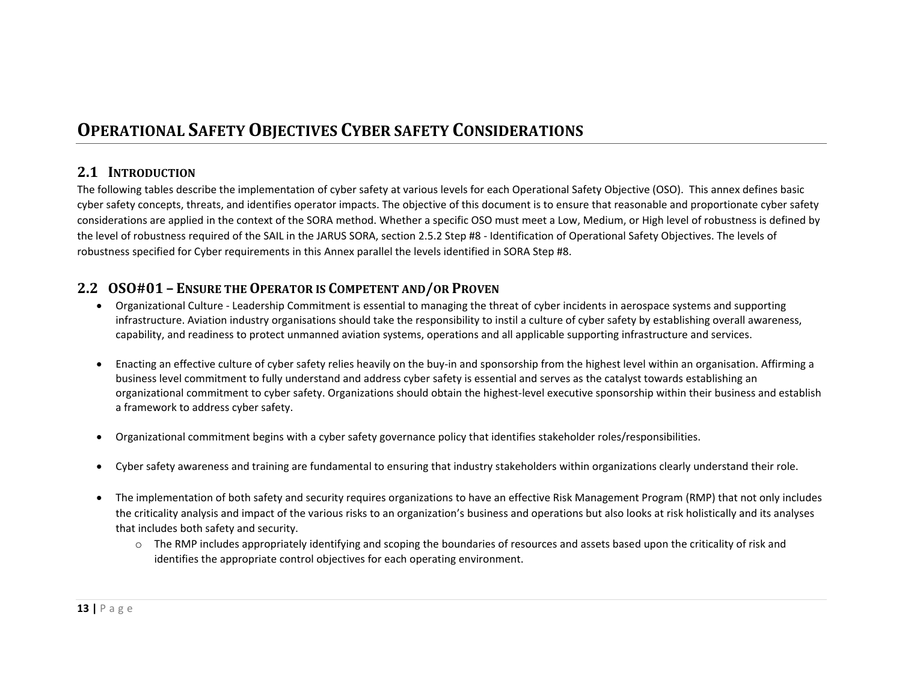# Operational Safety Objectives Cyber safety Considerations

## 2.1 Introduction

The following tables describe the implementation of cyber safety at various levels for each Operational Safety Objective (OSO). This annex defines basic cyber safety concepts, threats, and identifies operator impacts. The objective of this document is to ensure that reasonable and proportionate cyber safety considerations are applied in the context of the SORA method. Whether a specific OSO must meet a Low, Medium, or High level of robustness is defined by the level of robustness required of the SAIL in the JARUS SORA, section 2.5.2 Step #8 - Identification of Operational Safety Objectives. The levels of robustness specified for Cyber requirements in this Annex parallel the levels identified in SORA Step #8.

## 2.2 OSO#01 – Ensure the Operator is Competent and/or Proven

- Organizational Culture - Leadership Commitment is essential to managing the threat of cyber incidents in aerospace systems and supporting infrastructure. Aviation industry organisations should take the responsibility to instil a culture of cyber safety by establishing overall awareness, capability, and readiness to protect unmanned aviation systems, operations and all applicable supporting infrastructure and services.

- Enacting an effective culture of cyber safety relies heavily on the buy-in and sponsorship from the highest level within an organisation. Affirming a business level commitment to fully understand and address cyber safety is essential and serves as the catalyst towards establishing an organizational commitment to cyber safety. Organizations should obtain the highest-level executive sponsorship within their business and establish a framework to address cyber safety.

- Organizational commitment begins with a cyber safety governance policy that identifies stakeholder roles/responsibilities.

- Cyber safety awareness and training are fundamental to ensuring that industry stakeholders within organizations clearly understand their role.

- The implementation of both safety and security requires organizations to have an effective Risk Management Program (RMP) that not only includes the criticality analysis and impact of the various risks to an organization's business and operations but also looks at risk holistically and its analyses that includes both safety and security.
  - The RMP includes appropriately identifying and scoping the boundaries of resources and assets based upon the criticality of risk and identifies the appropriate control objectives for each operating environment.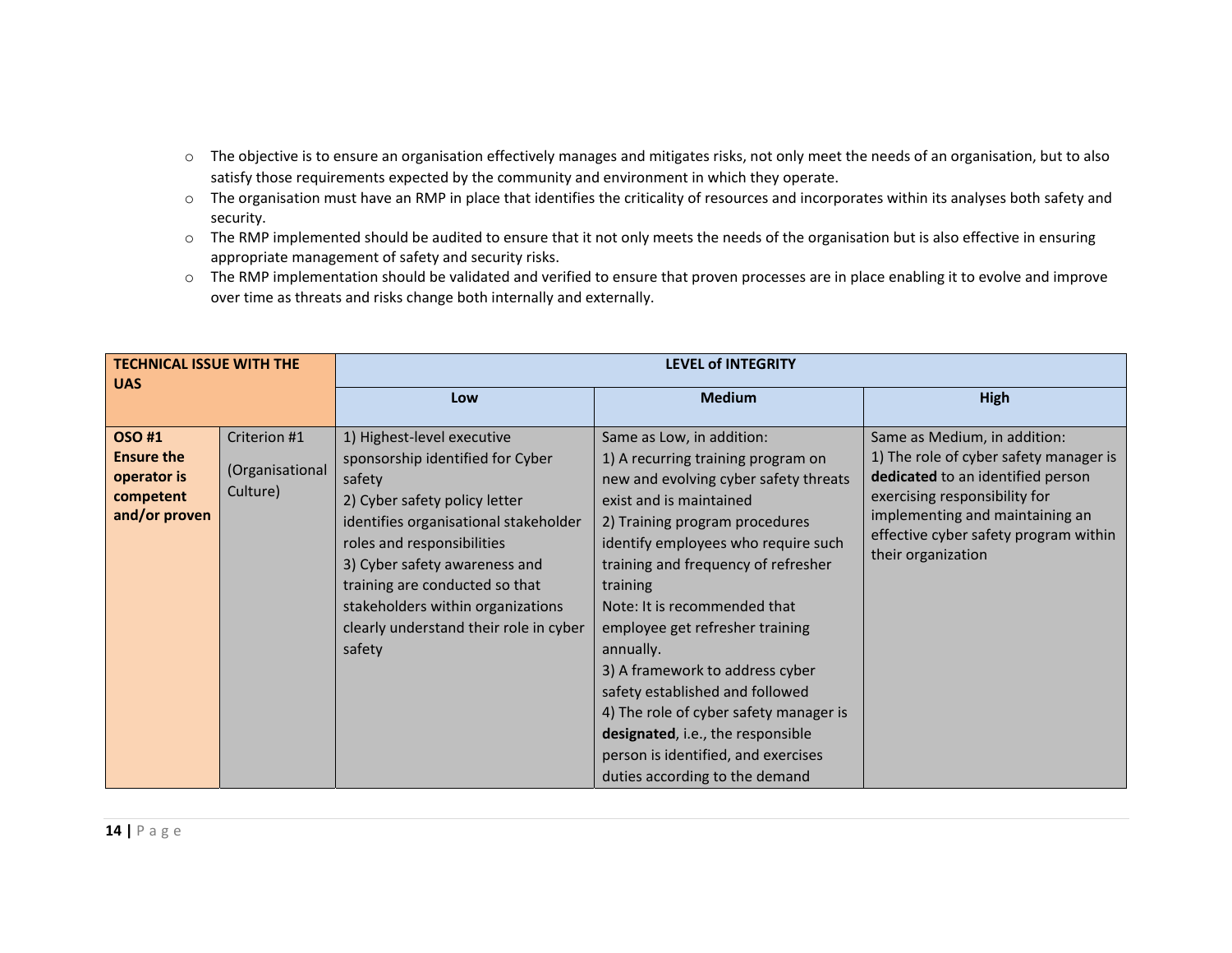- The objective is to ensure an organisation effectively manages and mitigates risks, not only meet the needs of an organisation, but to also satisfy those requirements expected by the community and environment in which they operate.
- The organisation must have an RMP in place that identifies the criticality of resources and incorporates within its analyses both safety and security.
- The RMP implemented should be audited to ensure that it not only meets the needs of the organisation but is also effective in ensuring appropriate management of safety and security risks.
- The RMP implementation should be validated and verified to ensure that proven processes are in place enabling it to evolve and improve over time as threats and risks change both internally and externally.

| **TECHNICAL ISSUE WITH THE UAS** | | **LEVEL of INTEGRITY** | | |
|---|---|---|---|---|
| | | **Low** | **Medium** | **High** |
| **OSO #1 Ensure the operator is competent and/or proven** | Criterion #1 (Organisational Culture) | 1) Highest-level executive sponsorship identified for Cyber safety<br>2) Cyber safety policy letter identifies organisational stakeholder roles and responsibilities<br>3) Cyber safety awareness and training are conducted so that stakeholders within organizations clearly understand their role in cyber safety | Same as Low, in addition:<br>1) A recurring training program on new and evolving cyber safety threats exist and is maintained<br>2) Training program procedures identify employees who require such training and frequency of refresher training<br>Note: It is recommended that employee get refresher training annually.<br>3) A framework to address cyber safety established and followed<br>4) The role of cyber safety manager is **designated**, i.e., the responsible person is identified, and exercises duties according to the demand | Same as Medium, in addition:<br>1) The role of cyber safety manager is **dedicated** to an identified person exercising responsibility for implementing and maintaining an effective cyber safety program within their organization |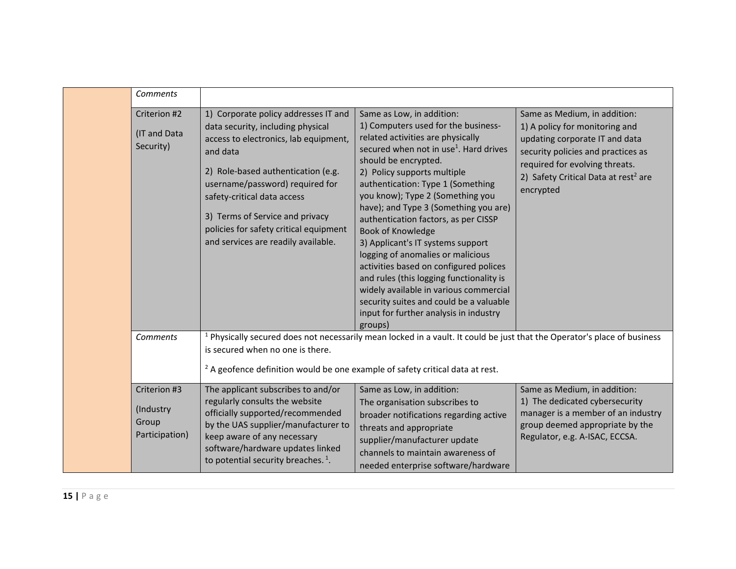| | | | | |
|---|---|---|---|---|
| | *Comments* | | | |
| | Criterion #2 (IT and Data Security) | 1) Corporate policy addresses IT and data security, including physical access to electronics, lab equipment, and data<br><br>2) Role-based authentication (e.g. username/password) required for safety-critical data access<br><br>3) Terms of Service and privacy policies for safety critical equipment and services are readily available. | Same as Low, in addition:<br>1) Computers used for the business-related activities are physically secured when not in use[1]. Hard drives should be encrypted.<br>2) Policy supports multiple authentication: Type 1 (Something you know); Type 2 (Something you have); and Type 3 (Something you are) authentication factors, as per CISSP Book of Knowledge<br>3) Applicant's IT systems support logging of anomalies or malicious activities based on configured polices and rules (this logging functionality is widely available in various commercial security suites and could be a valuable input for further analysis in industry groups) | Same as Medium, in addition:<br>1) A policy for monitoring and updating corporate IT and data security policies and practices as required for evolving threats.<br>2) Safety Critical Data at rest[2] are encrypted |
| | *Comments* | [1] Physically secured does not necessarily mean locked in a vault. It could be just that the Operator's place of business is secured when no one is there.<br><br>[2] A geofence definition would be one example of safety critical data at rest. | | |
| | Criterion #3 (Industry Group Participation) | The applicant subscribes to and/or regularly consults the website officially supported/recommended by the UAS supplier/manufacturer to keep aware of any necessary software/hardware updates linked to potential security breaches. [1]. | Same as Low, in addition:<br>The organisation subscribes to broader notifications regarding active threats and appropriate supplier/manufacturer update channels to maintain awareness of needed enterprise software/hardware | Same as Medium, in addition:<br>1) The dedicated cybersecurity manager is a member of an industry group deemed appropriate by the Regulator, e.g. A-ISAC, ECCSA. |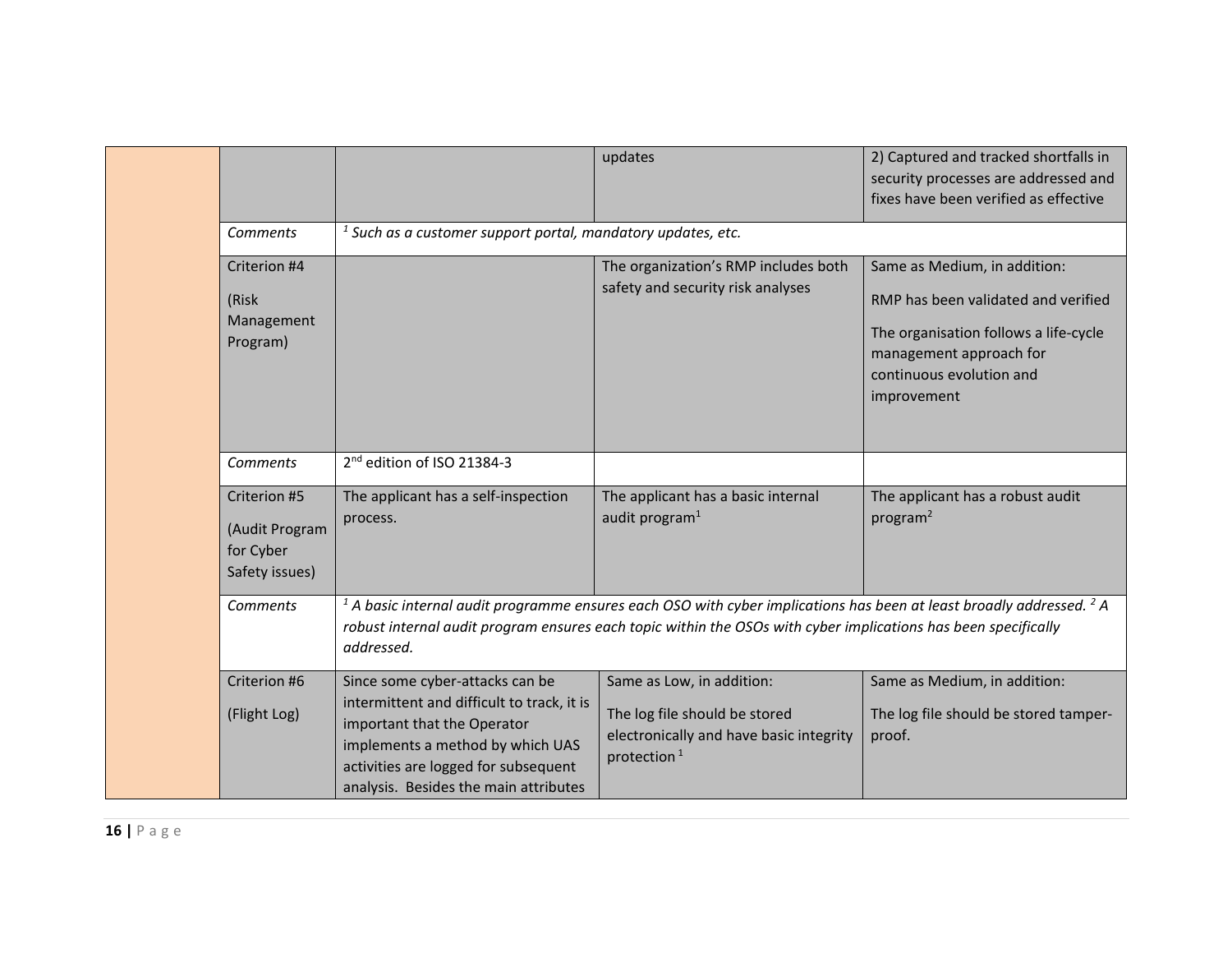| | | | | |
|---|---|---|---|---|
| | | | updates | 2) Captured and tracked shortfalls in security processes are addressed and fixes have been verified as effective |
| | *Comments* | *[1] Such as a customer support portal, mandatory updates, etc.* | | |
| | Criterion #4 (Risk Management Program) | | The organization's RMP includes both safety and security risk analyses | Same as Medium, in addition: RMP has been validated and verified The organisation follows a life-cycle management approach for continuous evolution and improvement |
| | *Comments* | 2nd edition of ISO 21384-3 | | |
| | Criterion #5 (Audit Program for Cyber Safety issues) | The applicant has a self-inspection process. | The applicant has a basic internal audit program[1] | The applicant has a robust audit program[2] |
| | *Comments* | *[1] A basic internal audit programme ensures each OSO with cyber implications has been at least broadly addressed. [2] A robust internal audit program ensures each topic within the OSOs with cyber implications has been specifically addressed.* | | |
| | Criterion #6 (Flight Log) | Since some cyber-attacks can be intermittent and difficult to track, it is important that the Operator implements a method by which UAS activities are logged for subsequent analysis. Besides the main attributes | Same as Low, in addition: The log file should be stored electronically and have basic integrity protection[1] | Same as Medium, in addition: The log file should be stored tamper-proof. |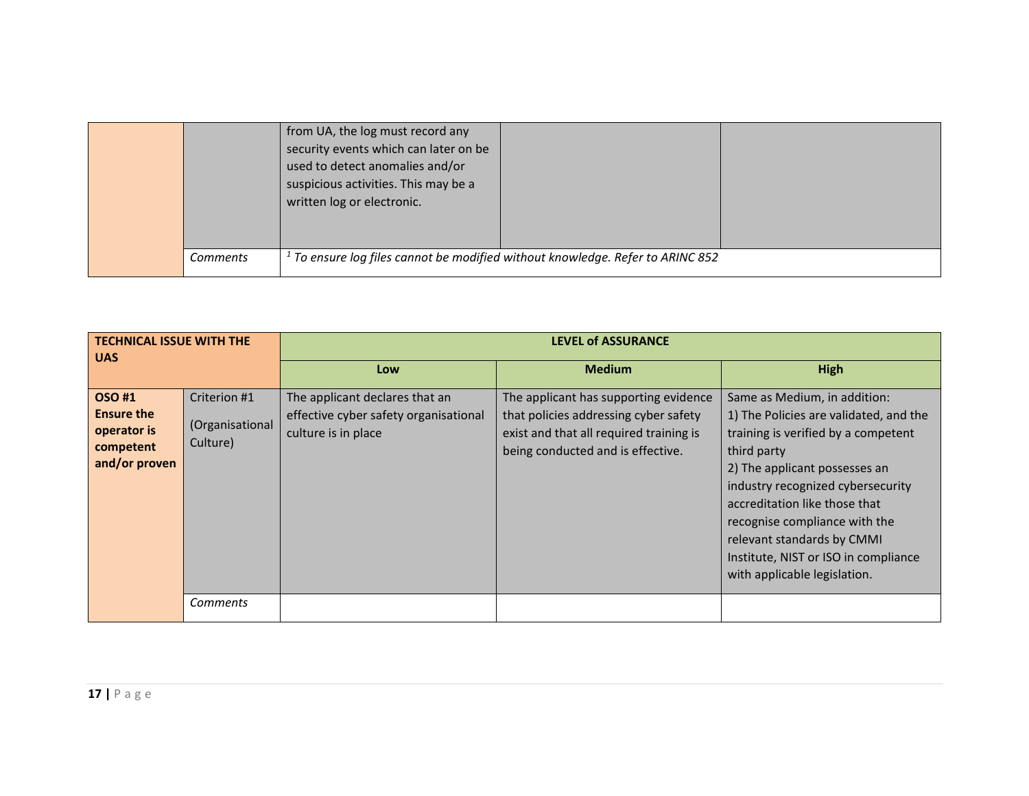| | | | | |
|---|---|---|---|---|
| | | from UA, the log must record any security events which can later on be used to detect anomalies and/or suspicious activities. This may be a written log or electronic. | | |
| | *Comments* | *[1] To ensure log files cannot be modified without knowledge. Refer to ARINC 852* | | |

| **TECHNICAL ISSUE WITH THE UAS** | | **LEVEL of ASSURANCE** | | |
|---|---|---|---|---|
| | | **Low** | **Medium** | **High** |
| **OSO #1 Ensure the operator is competent and/or proven** | Criterion #1 (Organisational Culture) | The applicant declares that an effective cyber safety organisational culture is in place | The applicant has supporting evidence that policies addressing cyber safety exist and that all required training is being conducted and is effective. | Same as Medium, in addition:<br>1) The Policies are validated, and the training is verified by a competent third party<br>2) The applicant possesses an industry recognized cybersecurity accreditation like those that recognise compliance with the relevant standards by CMMI Institute, NIST or ISO in compliance with applicable legislation. |
| | *Comments* | | | |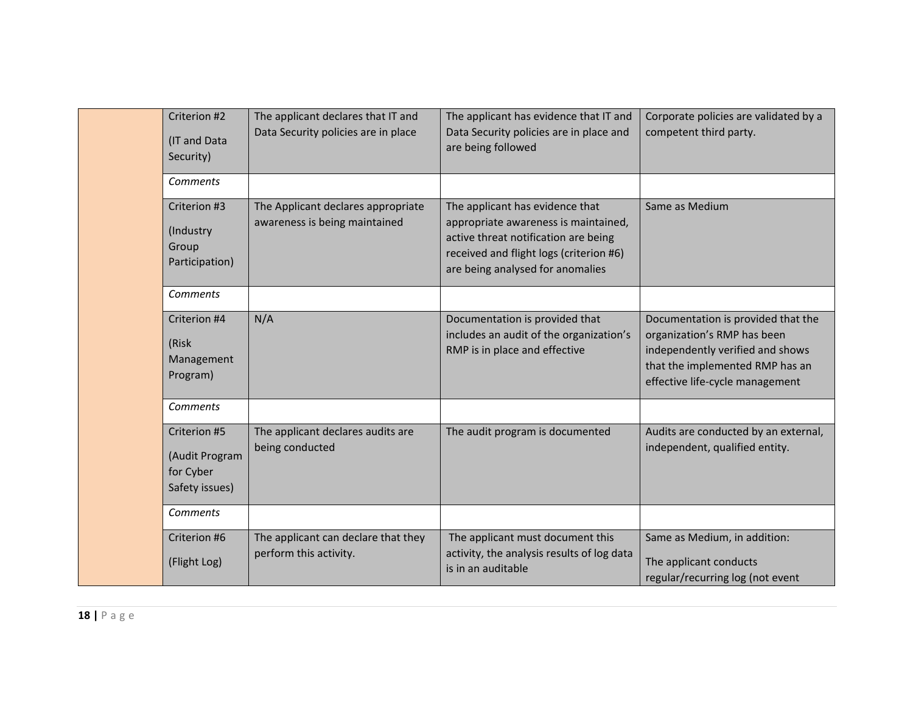| | | | | |
|---|---|---|---|---|
| | Criterion #2<br>(IT and Data Security) | The applicant declares that IT and Data Security policies are in place | The applicant has evidence that IT and Data Security policies are in place and are being followed | Corporate policies are validated by a competent third party. |
| | *Comments* | | | |
| | Criterion #3<br>(Industry Group Participation) | The Applicant declares appropriate awareness is being maintained | The applicant has evidence that appropriate awareness is maintained, active threat notification are being received and flight logs (criterion #6) are being analysed for anomalies | Same as Medium |
| | *Comments* | | | |
| | Criterion #4<br>(Risk Management Program) | N/A | Documentation is provided that includes an audit of the organization's RMP is in place and effective | Documentation is provided that the organization's RMP has been independently verified and shows that the implemented RMP has an effective life-cycle management |
| | *Comments* | | | |
| | Criterion #5<br>(Audit Program for Cyber Safety issues) | The applicant declares audits are being conducted | The audit program is documented | Audits are conducted by an external, independent, qualified entity. |
| | *Comments* | | | |
| | Criterion #6<br>(Flight Log) | The applicant can declare that they perform this activity. | The applicant must document this activity, the analysis results of log data is in an auditable | Same as Medium, in addition:<br>The applicant conducts regular/recurring log (not event |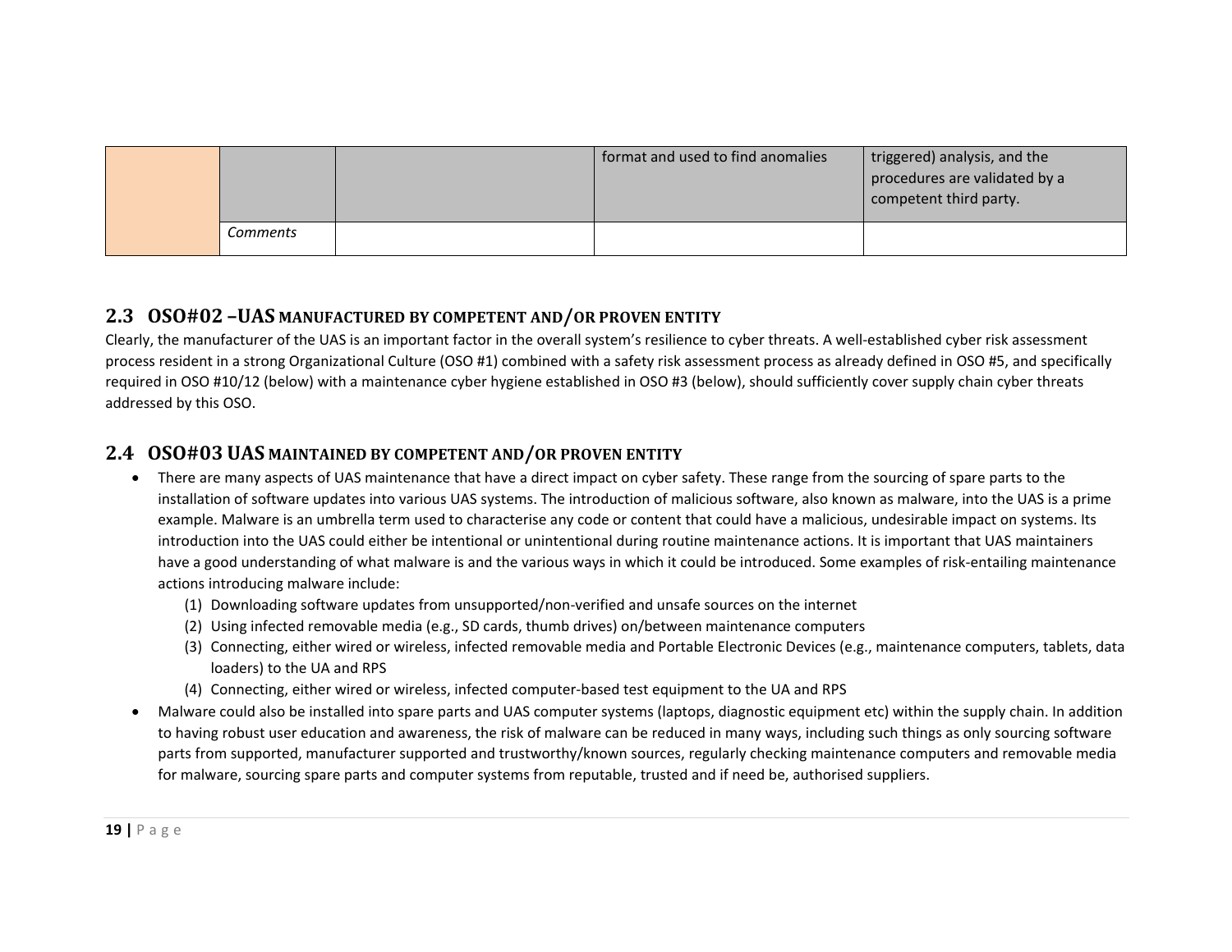| | | | | |
|---|---|---|---|---|
| | | | format and used to find anomalies | triggered) analysis, and the procedures are validated by a competent third party. |
| | *Comments* | | | |

## 2.3 OSO#02 –UAS MANUFACTURED BY COMPETENT AND/OR PROVEN ENTITY

Clearly, the manufacturer of the UAS is an important factor in the overall system's resilience to cyber threats. A well-established cyber risk assessment process resident in a strong Organizational Culture (OSO #1) combined with a safety risk assessment process as already defined in OSO #5, and specifically required in OSO #10/12 (below) with a maintenance cyber hygiene established in OSO #3 (below), should sufficiently cover supply chain cyber threats addressed by this OSO.

## 2.4 OSO#03 UAS MAINTAINED BY COMPETENT AND/OR PROVEN ENTITY

- There are many aspects of UAS maintenance that have a direct impact on cyber safety. These range from the sourcing of spare parts to the installation of software updates into various UAS systems. The introduction of malicious software, also known as malware, into the UAS is a prime example. Malware is an umbrella term used to characterise any code or content that could have a malicious, undesirable impact on systems. Its introduction into the UAS could either be intentional or unintentional during routine maintenance actions. It is important that UAS maintainers have a good understanding of what malware is and the various ways in which it could be introduced. Some examples of risk-entailing maintenance actions introducing malware include:
    (1) Downloading software updates from unsupported/non-verified and unsafe sources on the internet
    (2) Using infected removable media (e.g., SD cards, thumb drives) on/between maintenance computers
    (3) Connecting, either wired or wireless, infected removable media and Portable Electronic Devices (e.g., maintenance computers, tablets, data loaders) to the UA and RPS
    (4) Connecting, either wired or wireless, infected computer-based test equipment to the UA and RPS
- Malware could also be installed into spare parts and UAS computer systems (laptops, diagnostic equipment etc) within the supply chain. In addition to having robust user education and awareness, the risk of malware can be reduced in many ways, including such things as only sourcing software parts from supported, manufacturer supported and trustworthy/known sources, regularly checking maintenance computers and removable media for malware, sourcing spare parts and computer systems from reputable, trusted and if need be, authorised suppliers.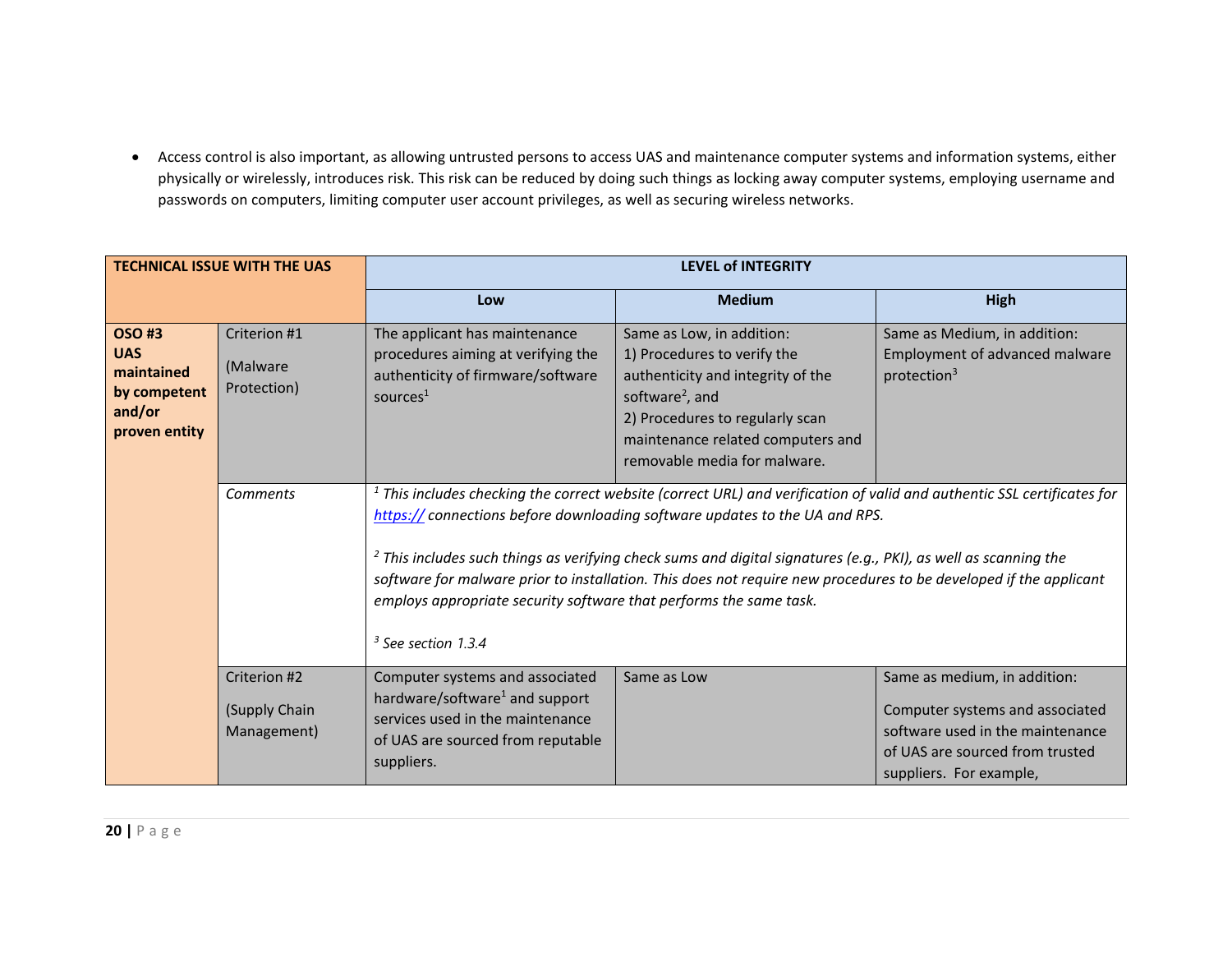- Access control is also important, as allowing untrusted persons to access UAS and maintenance computer systems and information systems, either physically or wirelessly, introduces risk. This risk can be reduced by doing such things as locking away computer systems, employing username and passwords on computers, limiting computer user account privileges, as well as securing wireless networks.

| **TECHNICAL ISSUE WITH THE UAS** | | **LEVEL of INTEGRITY** | | |
|---|---|---|---|---|
| | | **Low** | **Medium** | **High** |
| **OSO #3 UAS maintained by competent and/or proven entity** | Criterion #1 (Malware Protection) | The applicant has maintenance procedures aiming at verifying the authenticity of firmware/software sources[1] | Same as Low, in addition: 1) Procedures to verify the authenticity and integrity of the software[2], and 2) Procedures to regularly scan maintenance related computers and removable media for malware. | Same as Medium, in addition: Employment of advanced malware protection[3] |
| | *Comments* | *[1] This includes checking the correct website (correct URL) and verification of valid and authentic SSL certificates for https:// connections before downloading software updates to the UA and RPS.* *[2] This includes such things as verifying check sums and digital signatures (e.g., PKI), as well as scanning the software for malware prior to installation. This does not require new procedures to be developed if the applicant employs appropriate security software that performs the same task.* *[3] See section 1.3.4* | | |
| | Criterion #2 (Supply Chain Management) | Computer systems and associated hardware/software[1] and support services used in the maintenance of UAS are sourced from reputable suppliers. | Same as Low | Same as medium, in addition: Computer systems and associated software used in the maintenance of UAS are sourced from trusted suppliers. For example, |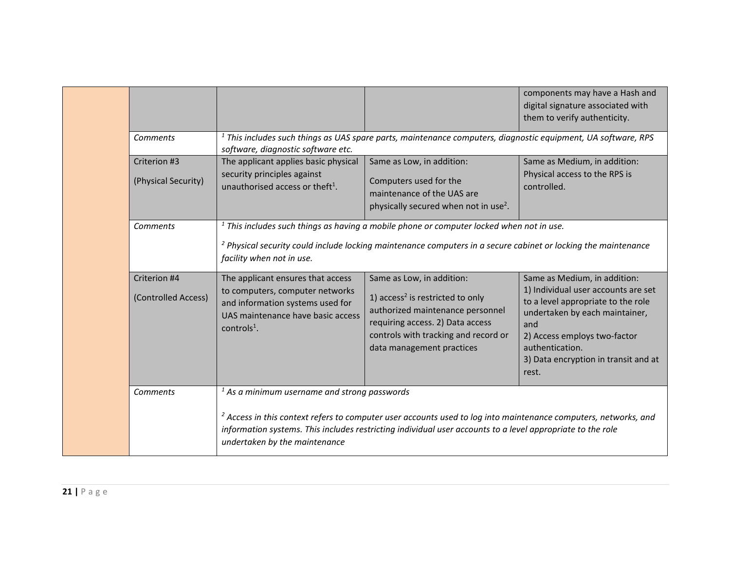| | | | | |
|---|---|---|---|---|
| | | | | components may have a Hash and digital signature associated with them to verify authenticity. |
| | *Comments* | *[1] This includes such things as UAS spare parts, maintenance computers, diagnostic equipment, UA software, RPS software, diagnostic software etc.* | | |
| | Criterion #3 (Physical Security) | The applicant applies basic physical security principles against unauthorised access or theft[1]. | Same as Low, in addition: Computers used for the maintenance of the UAS are physically secured when not in use[2]. | Same as Medium, in addition: Physical access to the RPS is controlled. |
| | *Comments* | *[1] This includes such things as having a mobile phone or computer locked when not in use.* <br> *[2] Physical security could include locking maintenance computers in a secure cabinet or locking the maintenance facility when not in use.* | | |
| | Criterion #4 (Controlled Access) | The applicant ensures that access to computers, computer networks and information systems used for UAS maintenance have basic access controls[1]. | Same as Low, in addition: 1) access[2] is restricted to only authorized maintenance personnel requiring access. 2) Data access controls with tracking and record or data management practices | Same as Medium, in addition: 1) Individual user accounts are set to a level appropriate to the role undertaken by each maintainer, and 2) Access employs two-factor authentication. 3) Data encryption in transit and at rest. |
| | *Comments* | *[1] As a minimum username and strong passwords* <br> *[2] Access in this context refers to computer user accounts used to log into maintenance computers, networks, and information systems. This includes restricting individual user accounts to a level appropriate to the role undertaken by the maintenance* | | |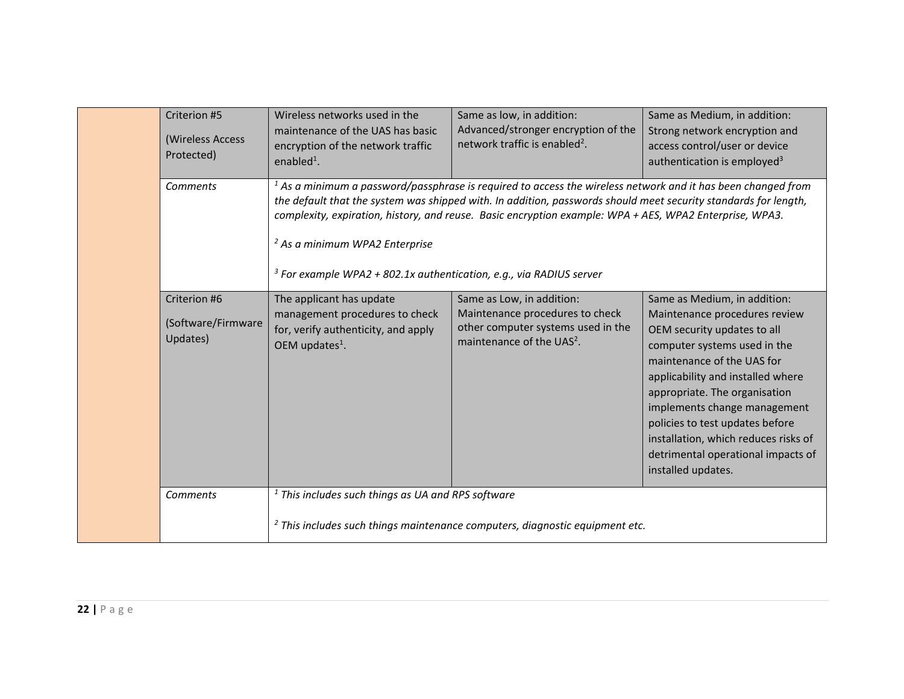| | | | | |
|---|---|---|---|---|
| | Criterion #5 (Wireless Access Protected) | Wireless networks used in the maintenance of the UAS has basic encryption of the network traffic enabled[1]. | Same as low, in addition: Advanced/stronger encryption of the network traffic is enabled[2]. | Same as Medium, in addition: Strong network encryption and access control/user or device authentication is employed[3] |
| | *Comments* | *[1] As a minimum a password/passphrase is required to access the wireless network and it has been changed from the default that the system was shipped with. In addition, passwords should meet security standards for length, complexity, expiration, history, and reuse. Basic encryption example: WPA + AES, WPA2 Enterprise, WPA3.*<br><br>*[2] As a minimum WPA2 Enterprise*<br><br>*[3] For example WPA2 + 802.1x authentication, e.g., via RADIUS server* | | |
| | Criterion #6 (Software/Firmware Updates) | The applicant has update management procedures to check for, verify authenticity, and apply OEM updates[1]. | Same as Low, in addition: Maintenance procedures to check other computer systems used in the maintenance of the UAS[2]. | Same as Medium, in addition: Maintenance procedures review OEM security updates to all computer systems used in the maintenance of the UAS for applicability and installed where appropriate. The organisation implements change management policies to test updates before installation, which reduces risks of detrimental operational impacts of installed updates. |
| | *Comments* | *[1] This includes such things as UA and RPS software*<br><br>*[2] This includes such things maintenance computers, diagnostic equipment etc.* | | |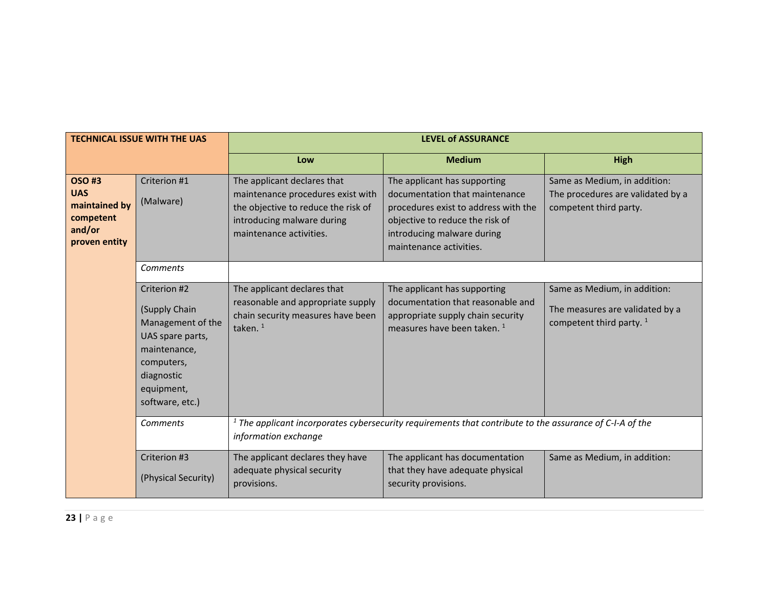| TECHNICAL ISSUE WITH THE UAS | | LEVEL of ASSURANCE | | |
|---|---|---|---|---|
| | | **Low** | **Medium** | **High** |
| **OSO #3 UAS maintained by competent and/or proven entity** | Criterion #1 (Malware) | The applicant declares that maintenance procedures exist with the objective to reduce the risk of introducing malware during maintenance activities. | The applicant has supporting documentation that maintenance procedures exist to address with the objective to reduce the risk of introducing malware during maintenance activities. | Same as Medium, in addition: The procedures are validated by a competent third party. |
| | *Comments* | | | |
| | Criterion #2 (Supply Chain Management of the UAS spare parts, maintenance, computers, diagnostic equipment, software, etc.) | The applicant declares that reasonable and appropriate supply chain security measures have been taken. [1] | The applicant has supporting documentation that reasonable and appropriate supply chain security measures have been taken. [1] | Same as Medium, in addition: The measures are validated by a competent third party. [1] |
| | *Comments* | *[1] The applicant incorporates cybersecurity requirements that contribute to the assurance of C-I-A of the information exchange* | | |
| | Criterion #3 (Physical Security) | The applicant declares they have adequate physical security provisions. | The applicant has documentation that they have adequate physical security provisions. | Same as Medium, in addition: |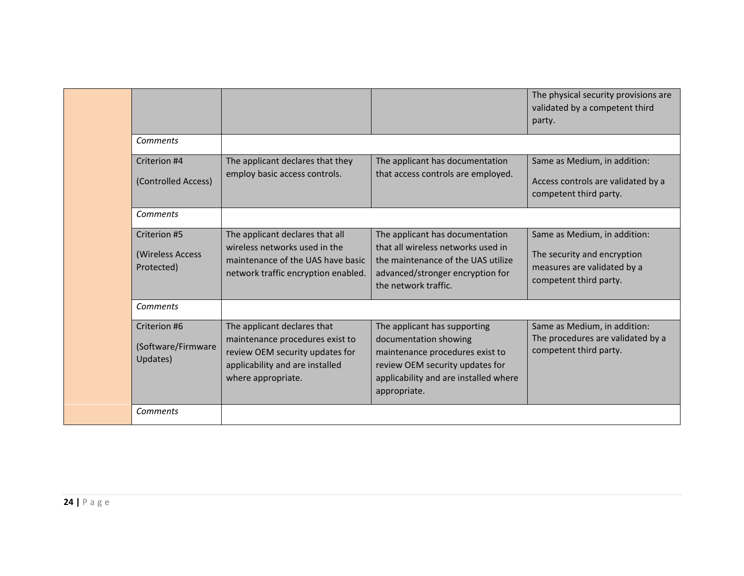| | | | | |
|---|---|---|---|---|
| | | | | The physical security provisions are validated by a competent third party. |
| | *Comments* | | | |
| | Criterion #4 (Controlled Access) | The applicant declares that they employ basic access controls. | The applicant has documentation that access controls are employed. | Same as Medium, in addition: Access controls are validated by a competent third party. |
| | *Comments* | | | |
| | Criterion #5 (Wireless Access Protected) | The applicant declares that all wireless networks used in the maintenance of the UAS have basic network traffic encryption enabled. | The applicant has documentation that all wireless networks used in the maintenance of the UAS utilize advanced/stronger encryption for the network traffic. | Same as Medium, in addition: The security and encryption measures are validated by a competent third party. |
| | *Comments* | | | |
| | Criterion #6 (Software/Firmware Updates) | The applicant declares that maintenance procedures exist to review OEM security updates for applicability and are installed where appropriate. | The applicant has supporting documentation showing maintenance procedures exist to review OEM security updates for applicability and are installed where appropriate. | Same as Medium, in addition: The procedures are validated by a competent third party. |
| | *Comments* | | | |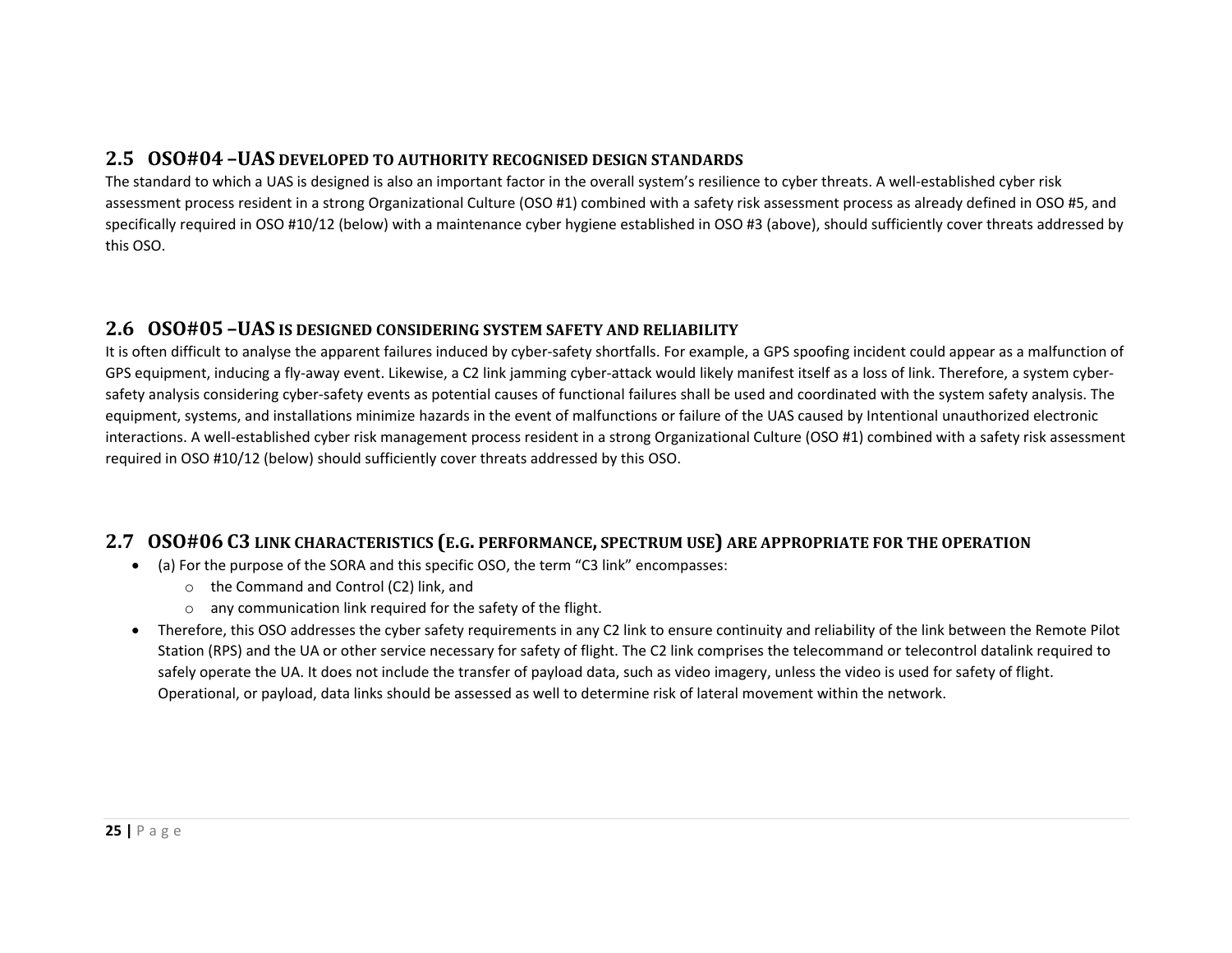## 2.5 OSO#04 –UAS DEVELOPED TO AUTHORITY RECOGNISED DESIGN STANDARDS

The standard to which a UAS is designed is also an important factor in the overall system's resilience to cyber threats. A well-established cyber risk assessment process resident in a strong Organizational Culture (OSO #1) combined with a safety risk assessment process as already defined in OSO #5, and specifically required in OSO #10/12 (below) with a maintenance cyber hygiene established in OSO #3 (above), should sufficiently cover threats addressed by this OSO.

## 2.6 OSO#05 –UAS IS DESIGNED CONSIDERING SYSTEM SAFETY AND RELIABILITY

It is often difficult to analyse the apparent failures induced by cyber-safety shortfalls. For example, a GPS spoofing incident could appear as a malfunction of GPS equipment, inducing a fly-away event. Likewise, a C2 link jamming cyber-attack would likely manifest itself as a loss of link. Therefore, a system cyber-safety analysis considering cyber-safety events as potential causes of functional failures shall be used and coordinated with the system safety analysis. The equipment, systems, and installations minimize hazards in the event of malfunctions or failure of the UAS caused by Intentional unauthorized electronic interactions. A well-established cyber risk management process resident in a strong Organizational Culture (OSO #1) combined with a safety risk assessment required in OSO #10/12 (below) should sufficiently cover threats addressed by this OSO.

## 2.7 OSO#06 C3 LINK CHARACTERISTICS (E.G. PERFORMANCE, SPECTRUM USE) ARE APPROPRIATE FOR THE OPERATION

- (a) For the purpose of the SORA and this specific OSO, the term "C3 link" encompasses:
  - the Command and Control (C2) link, and
  - any communication link required for the safety of the flight.
- Therefore, this OSO addresses the cyber safety requirements in any C2 link to ensure continuity and reliability of the link between the Remote Pilot Station (RPS) and the UA or other service necessary for safety of flight. The C2 link comprises the telecommand or telecontrol datalink required to safely operate the UA. It does not include the transfer of payload data, such as video imagery, unless the video is used for safety of flight. Operational, or payload, data links should be assessed as well to determine risk of lateral movement within the network.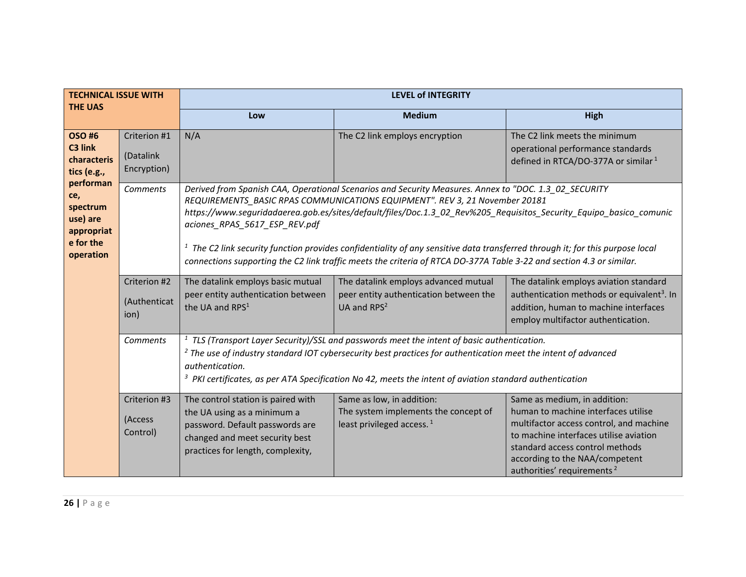| TECHNICAL ISSUE WITH THE UAS | | LEVEL of INTEGRITY | | |
|---|---|---|---|---|
| | | **Low** | **Medium** | **High** |
| **OSO #6 C3 link characteristics (e.g., performance, spectrum use) are appropriate for the operation** | Criterion #1 (Datalink Encryption) | N/A | The C2 link employs encryption | The C2 link meets the minimum operational performance standards defined in RTCA/DO-377A or similar [1] |
| | *Comments* | *Derived from Spanish CAA, Operational Scenarios and Security Measures. Annex to "DOC. 1.3_02_SECURITY REQUIREMENTS_BASIC RPAS COMMUNICATIONS EQUIPMENT". REV 3, 21 November 20181 https://www.seguridadaerea.gob.es/sites/default/files/Doc.1.3_02_Rev%205_Requisitos_Security_Equipo_basico_comunicaciones_RPAS_5617_ESP_REV.pdf* <br><br> *[1] The C2 link security function provides confidentiality of any sensitive data transferred through it; for this purpose local connections supporting the C2 link traffic meets the criteria of RTCA DO-377A Table 3-22 and section 4.3 or similar.* | | |
| | Criterion #2 (Authentication) | The datalink employs basic mutual peer entity authentication between the UA and RPS[1] | The datalink employs advanced mutual peer entity authentication between the UA and RPS[2] | The datalink employs aviation standard authentication methods or equivalent[3]. In addition, human to machine interfaces employ multifactor authentication. |
| | *Comments* | *[1] TLS (Transport Layer Security)/SSL and passwords meet the intent of basic authentication.* <br> *[2] The use of industry standard IOT cybersecurity best practices for authentication meet the intent of advanced authentication.* <br> *[3] PKI certificates, as per ATA Specification No 42, meets the intent of aviation standard authentication* | | |
| | Criterion #3 (Access Control) | The control station is paired with the UA using as a minimum a password. Default passwords are changed and meet security best practices for length, complexity, | Same as low, in addition: The system implements the concept of least privileged access. [1] | Same as medium, in addition: human to machine interfaces utilise multifactor access control, and machine to machine interfaces utilise aviation standard access control methods according to the NAA/competent authorities' requirements [2] |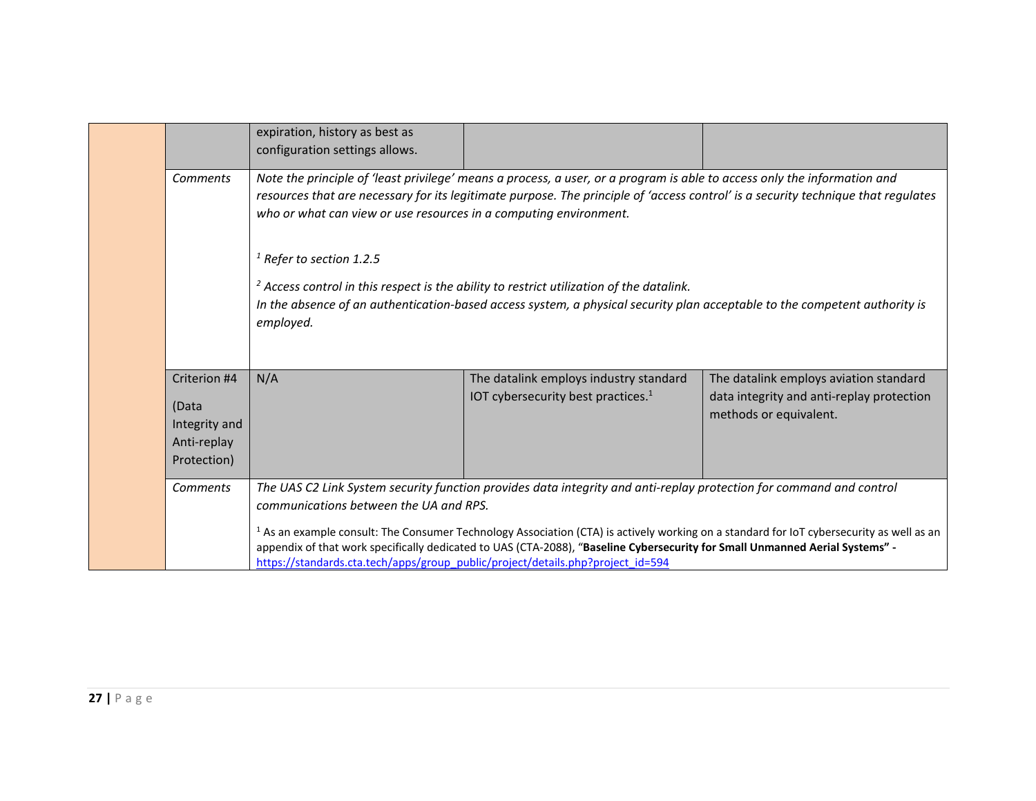| | | | | |
|---|---|---|---|---|
| | | expiration, history as best as configuration settings allows. | | |
| | *Comments* | *Note the principle of 'least privilege' means a process, a user, or a program is able to access only the information and resources that are necessary for its legitimate purpose. The principle of 'access control' is a security technique that regulates who or what can view or use resources in a computing environment.*<br><br>[1] *Refer to section 1.2.5*<br><br>[2] *Access control in this respect is the ability to restrict utilization of the datalink.*<br>*In the absence of an authentication-based access system, a physical security plan acceptable to the competent authority is employed.* | | |
| | Criterion #4 (Data Integrity and Anti-replay Protection) | N/A | The datalink employs industry standard IOT cybersecurity best practices.[1] | The datalink employs aviation standard data integrity and anti-replay protection methods or equivalent. |
| | *Comments* | *The UAS C2 Link System security function provides data integrity and anti-replay protection for command and control communications between the UA and RPS.*<br><br>[1] As an example consult: The Consumer Technology Association (CTA) is actively working on a standard for IoT cybersecurity as well as an appendix of that work specifically dedicated to UAS (CTA-2088), "**Baseline Cybersecurity for Small Unmanned Aerial Systems" -** https://standards.cta.tech/apps/group_public/project/details.php?project_id=594 | | |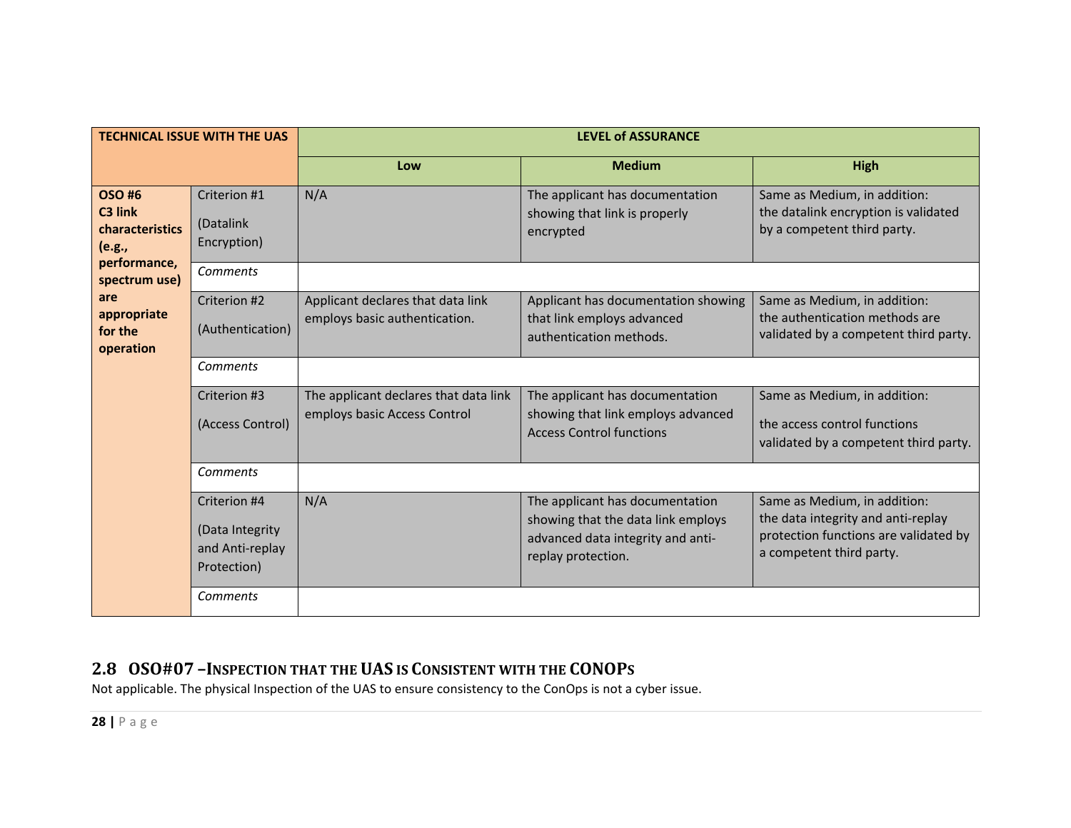| TECHNICAL ISSUE WITH THE UAS | | LEVEL of ASSURANCE | | |
|---|---|---|---|---|
| | | **Low** | **Medium** | **High** |
| **OSO #6 C3 link characteristics (e.g., performance, spectrum use) are appropriate for the operation** | Criterion #1 (Datalink Encryption) | N/A | The applicant has documentation showing that link is properly encrypted | Same as Medium, in addition: the datalink encryption is validated by a competent third party. |
| | *Comments* | | | |
| | Criterion #2 (Authentication) | Applicant declares that data link employs basic authentication. | Applicant has documentation showing that link employs advanced authentication methods. | Same as Medium, in addition: the authentication methods are validated by a competent third party. |
| | *Comments* | | | |
| | Criterion #3 (Access Control) | The applicant declares that data link employs basic Access Control | The applicant has documentation showing that link employs advanced Access Control functions | Same as Medium, in addition: the access control functions validated by a competent third party. |
| | *Comments* | | | |
| | Criterion #4 (Data Integrity and Anti-replay Protection) | N/A | The applicant has documentation showing that the data link employs advanced data integrity and anti-replay protection. | Same as Medium, in addition: the data integrity and anti-replay protection functions are validated by a competent third party. |
| | *Comments* | | | |

## 2.8 OSO#07 – Inspection that the UAS is Consistent with the CONOPs

Not applicable. The physical Inspection of the UAS to ensure consistency to the ConOps is not a cyber issue.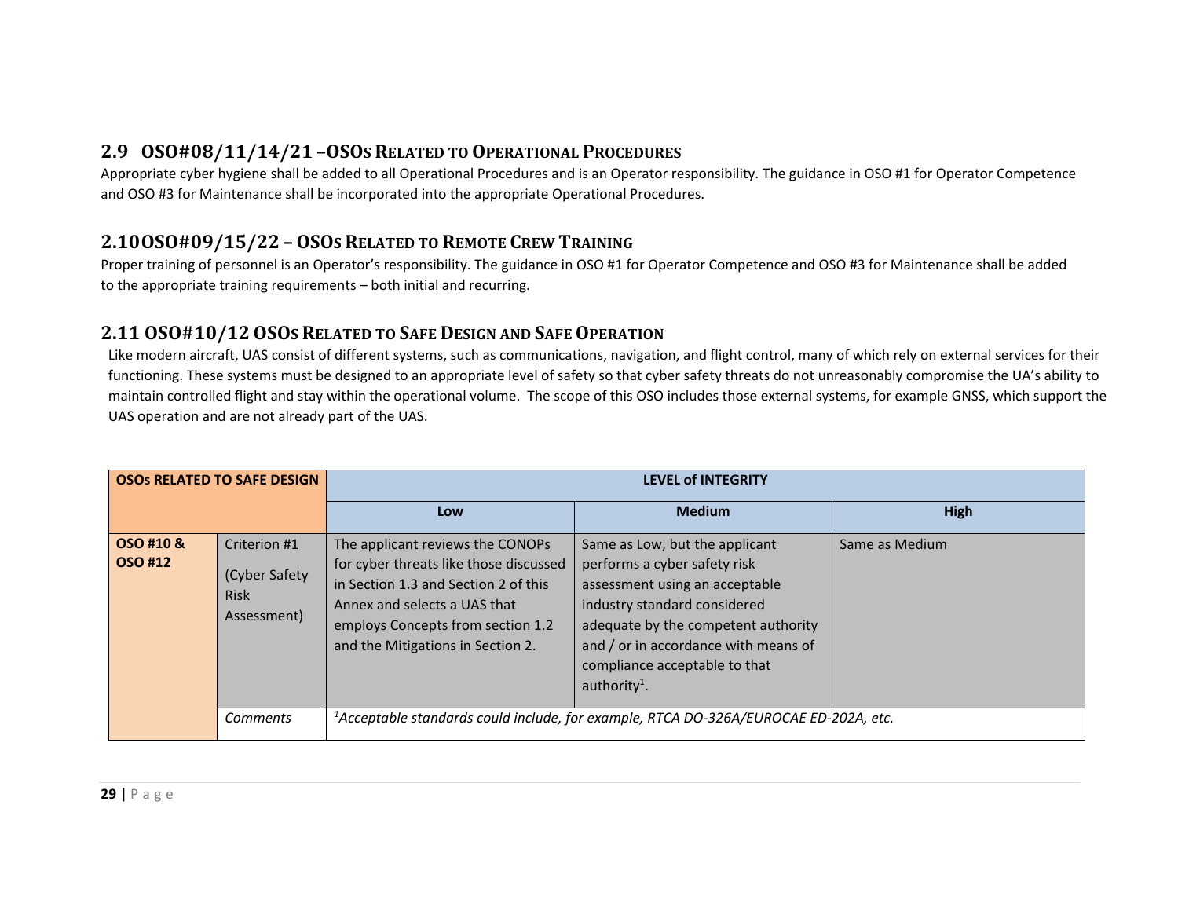## 2.9 OSO#08/11/14/21 –OSOs Related to Operational Procedures

Appropriate cyber hygiene shall be added to all Operational Procedures and is an Operator responsibility. The guidance in OSO #1 for Operator Competence and OSO #3 for Maintenance shall be incorporated into the appropriate Operational Procedures.

## 2.10 OSO#09/15/22 – OSOs Related to Remote Crew Training

Proper training of personnel is an Operator's responsibility. The guidance in OSO #1 for Operator Competence and OSO #3 for Maintenance shall be added to the appropriate training requirements – both initial and recurring.

## 2.11 OSO#10/12 OSOs Related to Safe Design and Safe Operation

Like modern aircraft, UAS consist of different systems, such as communications, navigation, and flight control, many of which rely on external services for their functioning. These systems must be designed to an appropriate level of safety so that cyber safety threats do not unreasonably compromise the UA's ability to maintain controlled flight and stay within the operational volume. The scope of this OSO includes those external systems, for example GNSS, which support the UAS operation and are not already part of the UAS.

| **OSOs RELATED TO SAFE DESIGN** | | **LEVEL of INTEGRITY** | | |
|---|---|---|---|---|
| | | **Low** | **Medium** | **High** |
| **OSO #10 & OSO #12** | Criterion #1 (Cyber Safety Risk Assessment) | The applicant reviews the CONOPs for cyber threats like those discussed in Section 1.3 and Section 2 of this Annex and selects a UAS that employs Concepts from section 1.2 and the Mitigations in Section 2. | Same as Low, but the applicant performs a cyber safety risk assessment using an acceptable industry standard considered adequate by the competent authority and / or in accordance with means of compliance acceptable to that authority[1]. | Same as Medium |
| | *Comments* | *[1]Acceptable standards could include, for example, RTCA DO-326A/EUROCAE ED-202A, etc.* | | |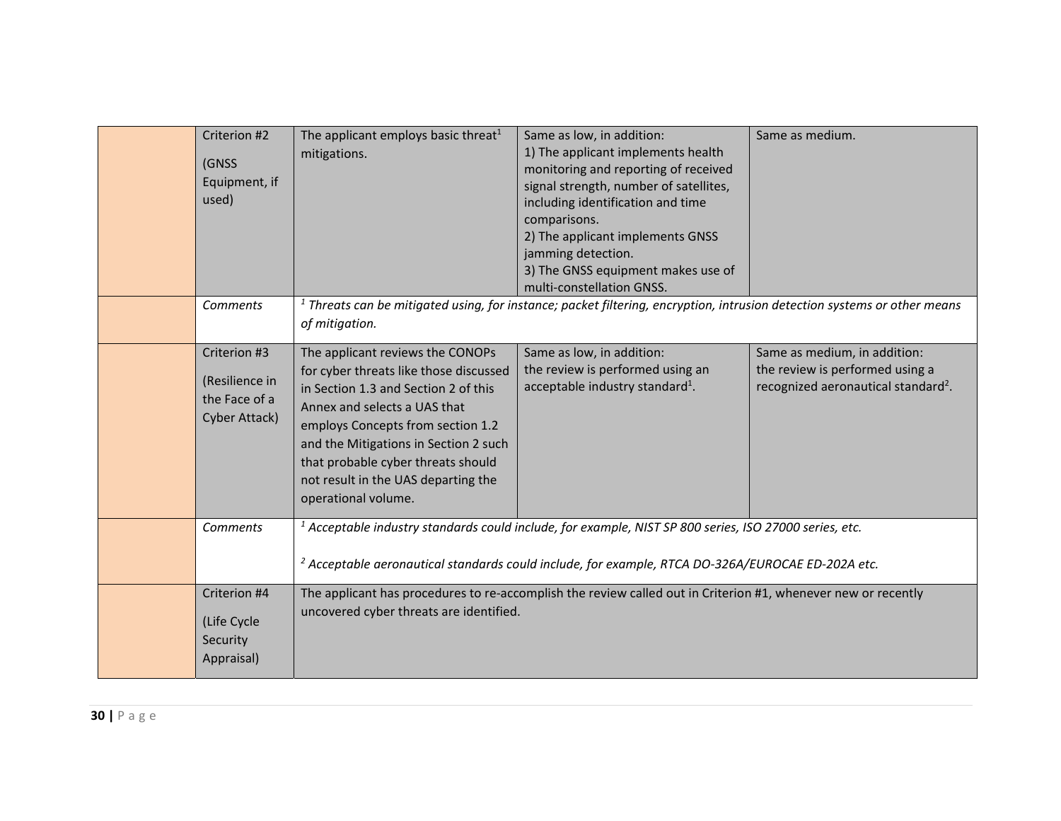| | | | | |
|---|---|---|---|---|
| | Criterion #2 (GNSS Equipment, if used) | The applicant employs basic threat[1] mitigations. | Same as low, in addition: 1) The applicant implements health monitoring and reporting of received signal strength, number of satellites, including identification and time comparisons. 2) The applicant implements GNSS jamming detection. 3) The GNSS equipment makes use of multi-constellation GNSS. | Same as medium. |
| | *Comments* | *[1] Threats can be mitigated using, for instance; packet filtering, encryption, intrusion detection systems or other means of mitigation.* | | |
| | Criterion #3 (Resilience in the Face of a Cyber Attack) | The applicant reviews the CONOPs for cyber threats like those discussed in Section 1.3 and Section 2 of this Annex and selects a UAS that employs Concepts from section 1.2 and the Mitigations in Section 2 such that probable cyber threats should not result in the UAS departing the operational volume. | Same as low, in addition: the review is performed using an acceptable industry standard[1]. | Same as medium, in addition: the review is performed using a recognized aeronautical standard[2]. |
| | *Comments* | *[1] Acceptable industry standards could include, for example, NIST SP 800 series, ISO 27000 series, etc.* <br><br> *[2] Acceptable aeronautical standards could include, for example, RTCA DO-326A/EUROCAE ED-202A etc.* | | |
| | Criterion #4 (Life Cycle Security Appraisal) | The applicant has procedures to re-accomplish the review called out in Criterion #1, whenever new or recently uncovered cyber threats are identified. | | |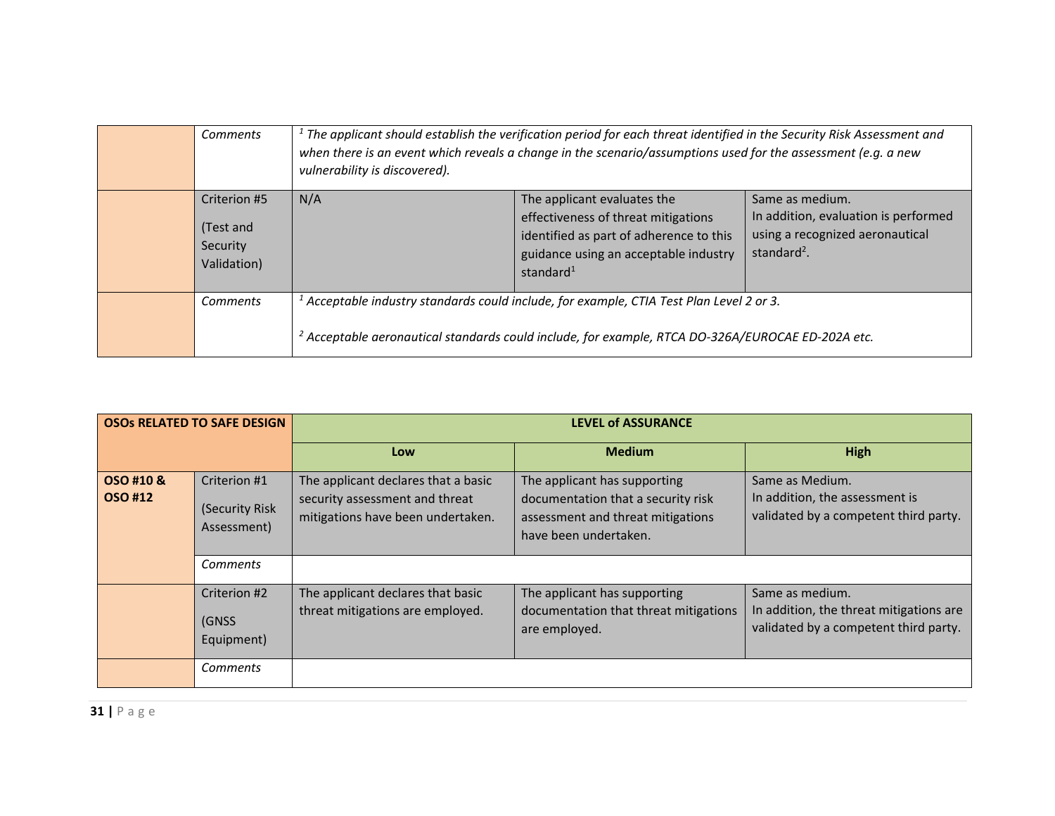| | | | | |
|---|---|---|---|---|
| | *Comments* | *[1] The applicant should establish the verification period for each threat identified in the Security Risk Assessment and when there is an event which reveals a change in the scenario/assumptions used for the assessment (e.g. a new vulnerability is discovered).* | | |
| | Criterion #5 (Test and Security Validation) | N/A | The applicant evaluates the effectiveness of threat mitigations identified as part of adherence to this guidance using an acceptable industry standard[1] | Same as medium. In addition, evaluation is performed using a recognized aeronautical standard[2]. |
| | *Comments* | *[1] Acceptable industry standards could include, for example, CTIA Test Plan Level 2 or 3.* <br><br> *[2] Acceptable aeronautical standards could include, for example, RTCA DO-326A/EUROCAE ED-202A etc.* | | |

| **OSOs RELATED TO SAFE DESIGN** | | **LEVEL of ASSURANCE** | | |
|---|---|---|---|---|
| | | **Low** | **Medium** | **High** |
| **OSO #10 & OSO #12** | Criterion #1 (Security Risk Assessment) | The applicant declares that a basic security assessment and threat mitigations have been undertaken. | The applicant has supporting documentation that a security risk assessment and threat mitigations have been undertaken. | Same as Medium. In addition, the assessment is validated by a competent third party. |
| | *Comments* | | | |
| | Criterion #2 (GNSS Equipment) | The applicant declares that basic threat mitigations are employed. | The applicant has supporting documentation that threat mitigations are employed. | Same as medium. In addition, the threat mitigations are validated by a competent third party. |
| | *Comments* | | | |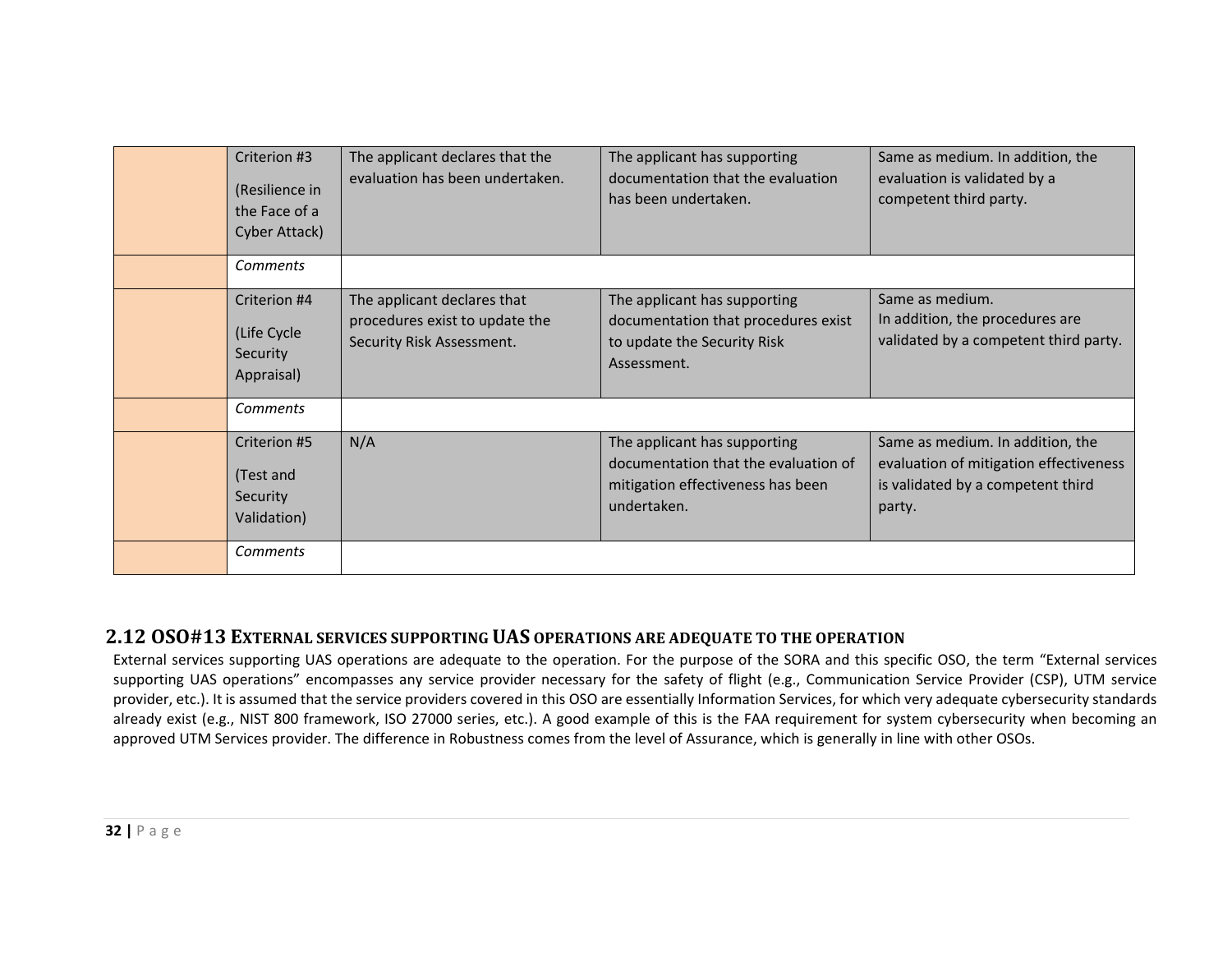| | | | | |
|---|---|---|---|---|
| | Criterion #3 (Resilience in the Face of a Cyber Attack) | The applicant declares that the evaluation has been undertaken. | The applicant has supporting documentation that the evaluation has been undertaken. | Same as medium. In addition, the evaluation is validated by a competent third party. |
| | *Comments* | | | |
| | Criterion #4 (Life Cycle Security Appraisal) | The applicant declares that procedures exist to update the Security Risk Assessment. | The applicant has supporting documentation that procedures exist to update the Security Risk Assessment. | Same as medium. In addition, the procedures are validated by a competent third party. |
| | *Comments* | | | |
| | Criterion #5 (Test and Security Validation) | N/A | The applicant has supporting documentation that the evaluation of mitigation effectiveness has been undertaken. | Same as medium. In addition, the evaluation of mitigation effectiveness is validated by a competent third party. |
| | *Comments* | | | |

## 2.12 OSO#13 External services supporting UAS operations are adequate to the operation

External services supporting UAS operations are adequate to the operation. For the purpose of the SORA and this specific OSO, the term "External services supporting UAS operations" encompasses any service provider necessary for the safety of flight (e.g., Communication Service Provider (CSP), UTM service provider, etc.). It is assumed that the service providers covered in this OSO are essentially Information Services, for which very adequate cybersecurity standards already exist (e.g., NIST 800 framework, ISO 27000 series, etc.). A good example of this is the FAA requirement for system cybersecurity when becoming an approved UTM Services provider. The difference in Robustness comes from the level of Assurance, which is generally in line with other OSOs.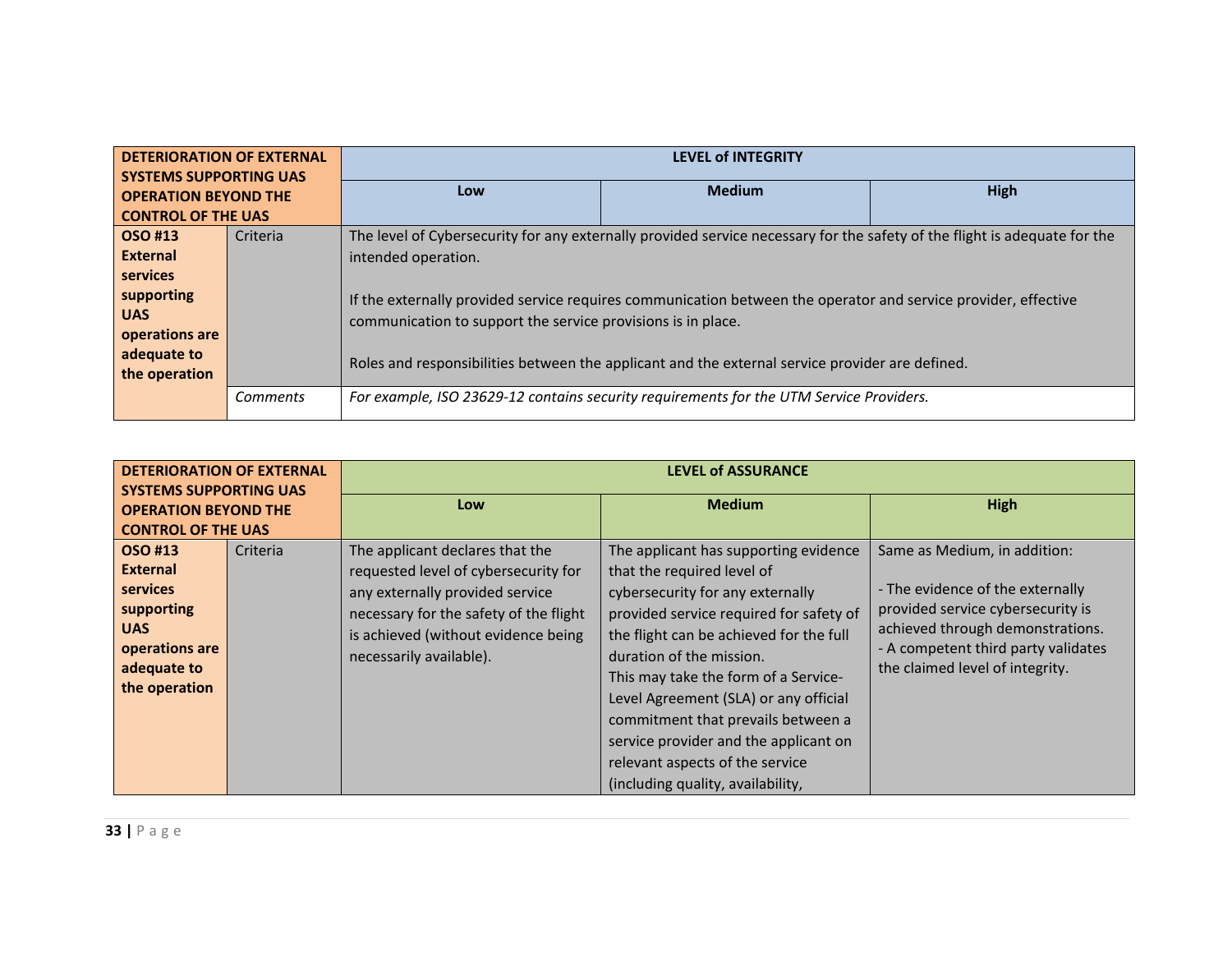| DETERIORATION OF EXTERNAL SYSTEMS SUPPORTING UAS OPERATION BEYOND THE CONTROL OF THE UAS | | LEVEL of INTEGRITY | | |
|---|---|---|---|---|
| | | **Low** | **Medium** | **High** |
| **OSO #13 External services supporting UAS operations are adequate to the operation** | Criteria | The level of Cybersecurity for any externally provided service necessary for the safety of the flight is adequate for the intended operation.<br><br>If the externally provided service requires communication between the operator and service provider, effective communication to support the service provisions is in place.<br><br>Roles and responsibilities between the applicant and the external service provider are defined. | | |
| | *Comments* | *For example, ISO 23629-12 contains security requirements for the UTM Service Providers.* | | |

| DETERIORATION OF EXTERNAL SYSTEMS SUPPORTING UAS OPERATION BEYOND THE CONTROL OF THE UAS | | LEVEL of ASSURANCE | | |
|---|---|---|---|---|
| | | **Low** | **Medium** | **High** |
| **OSO #13 External services supporting UAS operations are adequate to the operation** | Criteria | The applicant declares that the requested level of cybersecurity for any externally provided service necessary for the safety of the flight is achieved (without evidence being necessarily available). | The applicant has supporting evidence that the required level of cybersecurity for any externally provided service required for safety of the flight can be achieved for the full duration of the mission.<br>This may take the form of a Service-Level Agreement (SLA) or any official commitment that prevails between a service provider and the applicant on relevant aspects of the service (including quality, availability, | Same as Medium, in addition:<br><br>- The evidence of the externally provided service cybersecurity is achieved through demonstrations.<br>- A competent third party validates the claimed level of integrity. |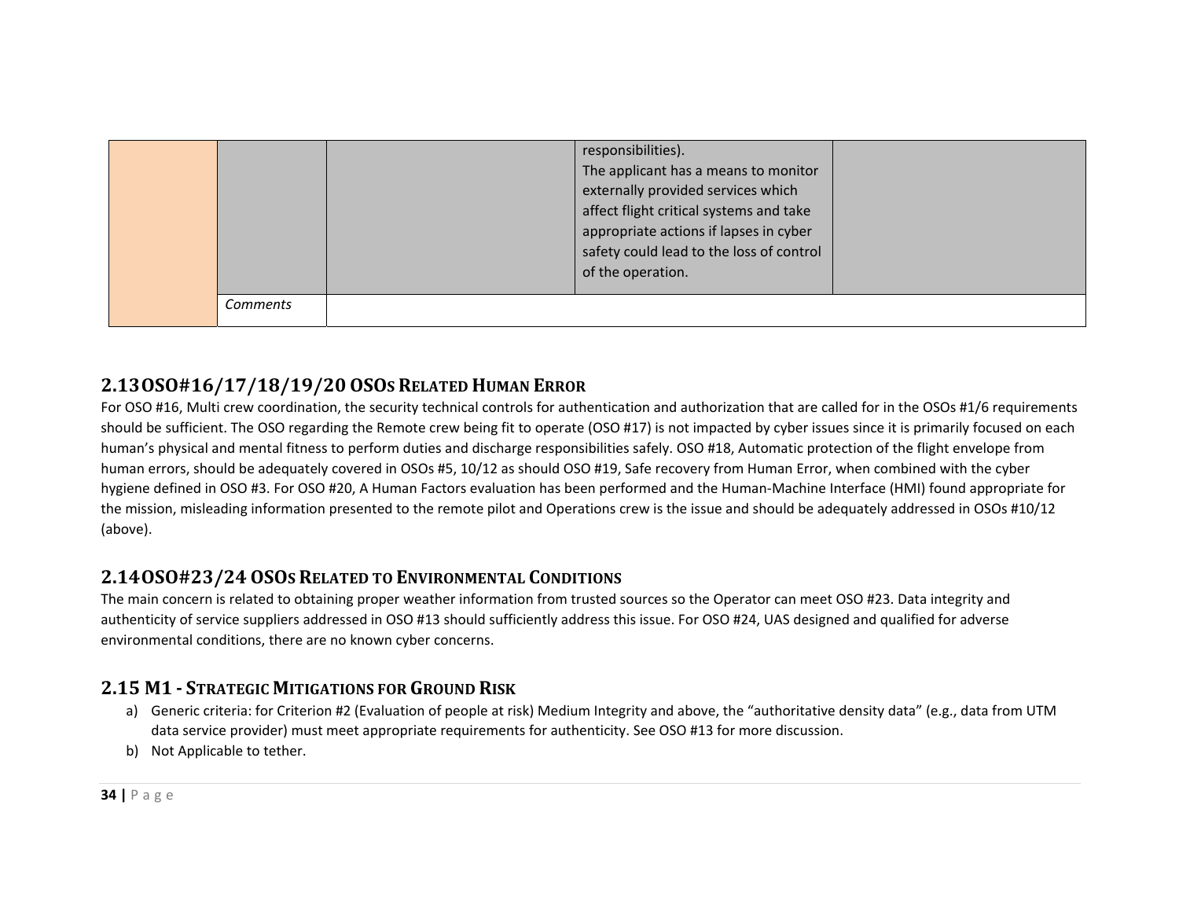| | | | | |
|---|---|---|---|---|
| | | | responsibilities).<br>The applicant has a means to monitor externally provided services which affect flight critical systems and take appropriate actions if lapses in cyber safety could lead to the loss of control of the operation. | |
| | *Comments* | | | |

## 2.13 OSO#16/17/18/19/20 OSOs Related Human Error

For OSO #16, Multi crew coordination, the security technical controls for authentication and authorization that are called for in the OSOs #1/6 requirements should be sufficient. The OSO regarding the Remote crew being fit to operate (OSO #17) is not impacted by cyber issues since it is primarily focused on each human's physical and mental fitness to perform duties and discharge responsibilities safely. OSO #18, Automatic protection of the flight envelope from human errors, should be adequately covered in OSOs #5, 10/12 as should OSO #19, Safe recovery from Human Error, when combined with the cyber hygiene defined in OSO #3. For OSO #20, A Human Factors evaluation has been performed and the Human-Machine Interface (HMI) found appropriate for the mission, misleading information presented to the remote pilot and Operations crew is the issue and should be adequately addressed in OSOs #10/12 (above).

## 2.14 OSO#23/24 OSOs Related to Environmental Conditions

The main concern is related to obtaining proper weather information from trusted sources so the Operator can meet OSO #23. Data integrity and authenticity of service suppliers addressed in OSO #13 should sufficiently address this issue. For OSO #24, UAS designed and qualified for adverse environmental conditions, there are no known cyber concerns.

## 2.15 M1 - Strategic Mitigations for Ground Risk

a) Generic criteria: for Criterion #2 (Evaluation of people at risk) Medium Integrity and above, the "authoritative density data" (e.g., data from UTM data service provider) must meet appropriate requirements for authenticity. See OSO #13 for more discussion.
b) Not Applicable to tether.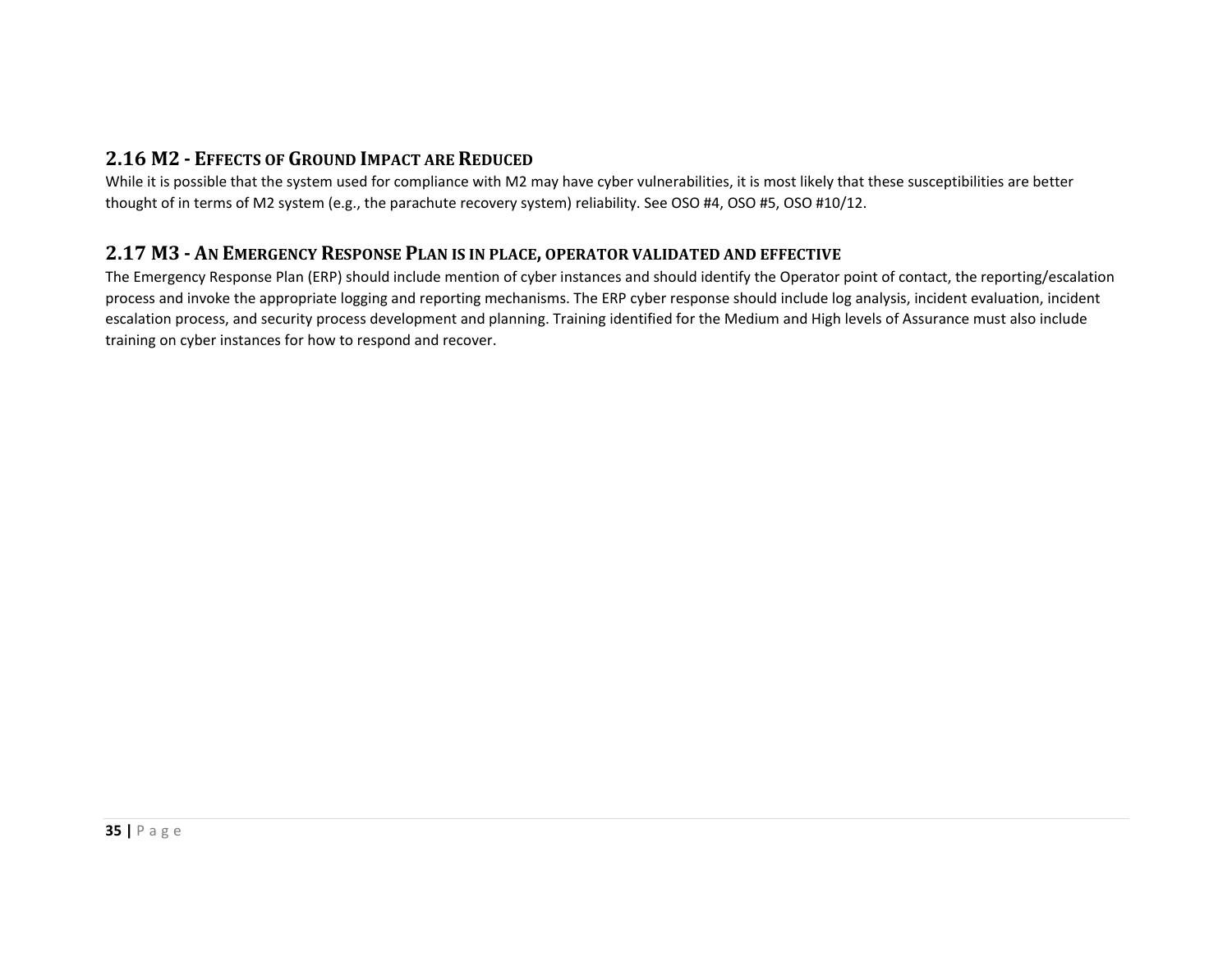## 2.16 M2 - Effects of Ground Impact are Reduced

While it is possible that the system used for compliance with M2 may have cyber vulnerabilities, it is most likely that these susceptibilities are better thought of in terms of M2 system (e.g., the parachute recovery system) reliability. See OSO #4, OSO #5, OSO #10/12.

## 2.17 M3 - An Emergency Response Plan is in place, operator validated and effective

The Emergency Response Plan (ERP) should include mention of cyber instances and should identify the Operator point of contact, the reporting/escalation process and invoke the appropriate logging and reporting mechanisms. The ERP cyber response should include log analysis, incident evaluation, incident escalation process, and security process development and planning. Training identified for the Medium and High levels of Assurance must also include training on cyber instances for how to respond and recover.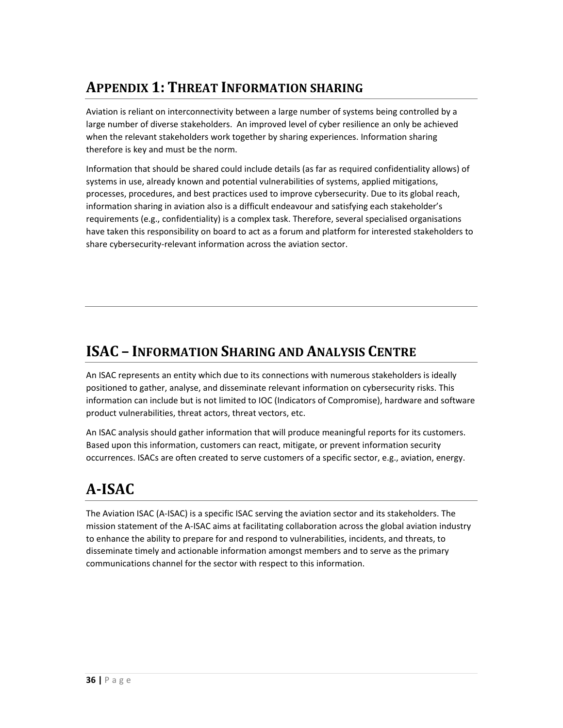# APPENDIX 1: THREAT INFORMATION SHARING

Aviation is reliant on interconnectivity between a large number of systems being controlled by a large number of diverse stakeholders. An improved level of cyber resilience an only be achieved when the relevant stakeholders work together by sharing experiences. Information sharing therefore is key and must be the norm.

Information that should be shared could include details (as far as required confidentiality allows) of systems in use, already known and potential vulnerabilities of systems, applied mitigations, processes, procedures, and best practices used to improve cybersecurity. Due to its global reach, information sharing in aviation also is a difficult endeavour and satisfying each stakeholder's requirements (e.g., confidentiality) is a complex task. Therefore, several specialised organisations have taken this responsibility on board to act as a forum and platform for interested stakeholders to share cybersecurity-relevant information across the aviation sector.

# ISAC – INFORMATION SHARING AND ANALYSIS CENTRE

An ISAC represents an entity which due to its connections with numerous stakeholders is ideally positioned to gather, analyse, and disseminate relevant information on cybersecurity risks. This information can include but is not limited to IOC (Indicators of Compromise), hardware and software product vulnerabilities, threat actors, threat vectors, etc.

An ISAC analysis should gather information that will produce meaningful reports for its customers. Based upon this information, customers can react, mitigate, or prevent information security occurrences. ISACs are often created to serve customers of a specific sector, e.g., aviation, energy.

# A-ISAC

The Aviation ISAC (A-ISAC) is a specific ISAC serving the aviation sector and its stakeholders. The mission statement of the A-ISAC aims at facilitating collaboration across the global aviation industry to enhance the ability to prepare for and respond to vulnerabilities, incidents, and threats, to disseminate timely and actionable information amongst members and to serve as the primary communications channel for the sector with respect to this information.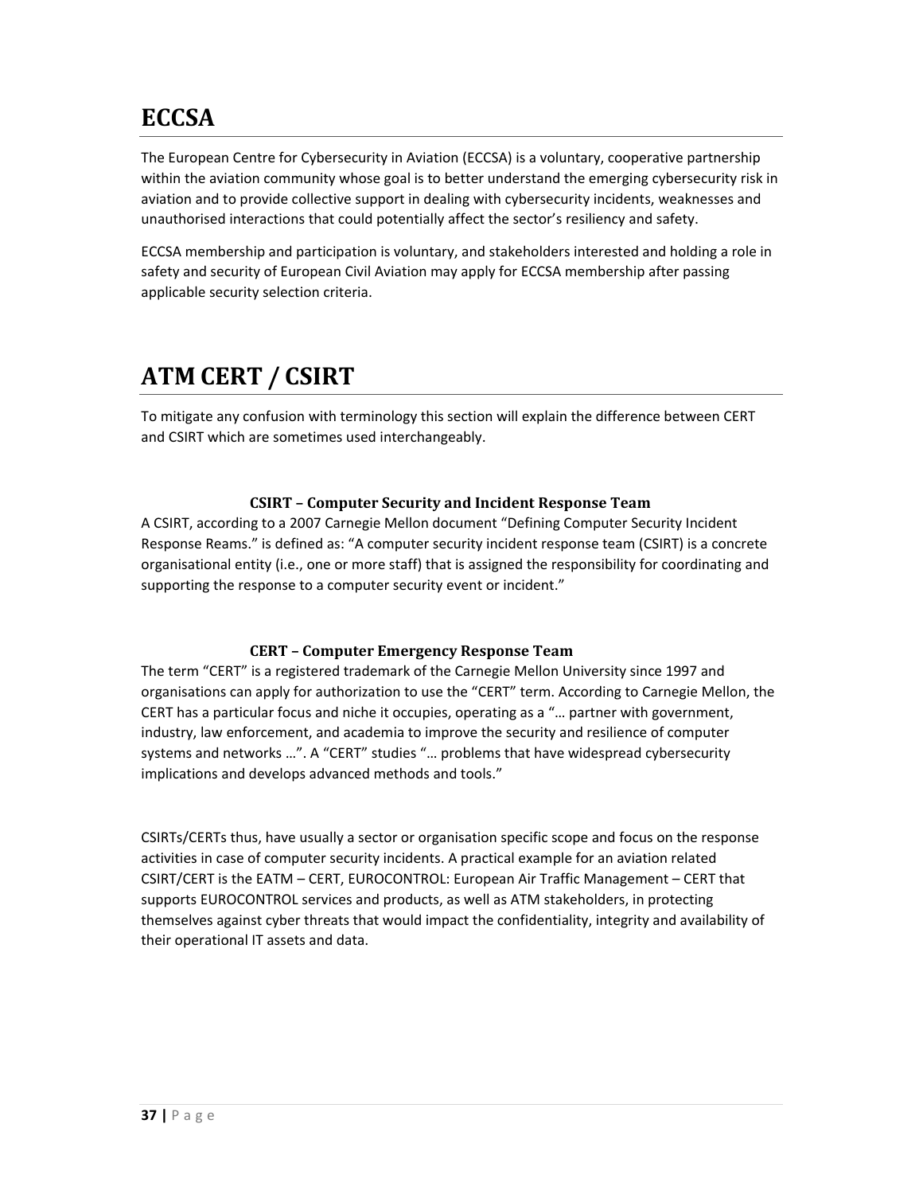# ECCSA

The European Centre for Cybersecurity in Aviation (ECCSA) is a voluntary, cooperative partnership within the aviation community whose goal is to better understand the emerging cybersecurity risk in aviation and to provide collective support in dealing with cybersecurity incidents, weaknesses and unauthorised interactions that could potentially affect the sector's resiliency and safety.

ECCSA membership and participation is voluntary, and stakeholders interested and holding a role in safety and security of European Civil Aviation may apply for ECCSA membership after passing applicable security selection criteria.

# ATM CERT / CSIRT

To mitigate any confusion with terminology this section will explain the difference between CERT and CSIRT which are sometimes used interchangeably.

### CSIRT – Computer Security and Incident Response Team

A CSIRT, according to a 2007 Carnegie Mellon document "Defining Computer Security Incident Response Reams." is defined as: "A computer security incident response team (CSIRT) is a concrete organisational entity (i.e., one or more staff) that is assigned the responsibility for coordinating and supporting the response to a computer security event or incident."

### CERT – Computer Emergency Response Team

The term "CERT" is a registered trademark of the Carnegie Mellon University since 1997 and organisations can apply for authorization to use the "CERT" term. According to Carnegie Mellon, the CERT has a particular focus and niche it occupies, operating as a "… partner with government, industry, law enforcement, and academia to improve the security and resilience of computer systems and networks …". A "CERT" studies "… problems that have widespread cybersecurity implications and develops advanced methods and tools."

CSIRTs/CERTs thus, have usually a sector or organisation specific scope and focus on the response activities in case of computer security incidents. A practical example for an aviation related CSIRT/CERT is the EATM – CERT, EUROCONTROL: European Air Traffic Management – CERT that supports EUROCONTROL services and products, as well as ATM stakeholders, in protecting themselves against cyber threats that would impact the confidentiality, integrity and availability of their operational IT assets and data.